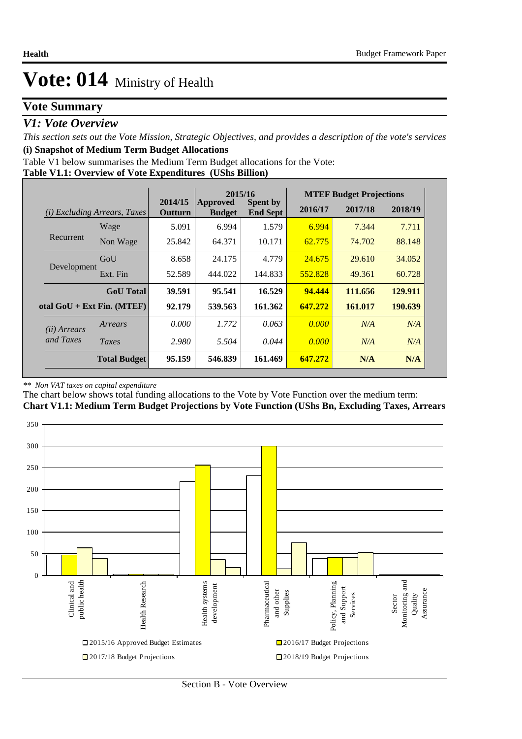# Vote: 014 Ministry of Health

## Vote Summary

### *V1: Vote Overview*

*This section sets out the Vote Mission, Strategic Objectives, and provides a description of the vote's services*

**(i) Snapshot of Medium Term Budget Allocations**

Table V1 below summarises the Medium Term Budget allocations for the Vote:

**Table V1.1: Overview of Vote Expenditures (UShs Billion)**

| | | | 2015/16 | | MTEF Budget Projections | | |
|---|---|---|---|---|---|---|---|
| *(i) Excluding Arrears, Taxes* | | 2014/15 Outturn | Approved Budget | Spent by End Sept | 2016/17 | 2017/18 | 2018/19 |
| Recurrent | Wage | 5.091 | 6.994 | 1.579 | 6.994 | 7.344 | 7.711 |
| | Non Wage | 25.842 | 64.371 | 10.171 | 62.775 | 74.702 | 88.148 |
| Development | GoU | 8.658 | 24.175 | 4.779 | 24.675 | 29.610 | 34.052 |
| | Ext. Fin | 52.589 | 444.022 | 144.833 | 552.828 | 49.361 | 60.728 |
| | **GoU Total** | **39.591** | **95.541** | **16.529** | **94.444** | **111.656** | **129.911** |
| **otal GoU + Ext Fin. (MTEF)** | | **92.179** | **539.563** | **161.362** | **647.272** | **161.017** | **190.639** |
| *(ii) Arrears and Taxes* | *Arrears* | *0.000* | *1.772* | *0.063* | *0.000* | *N/A* | *N/A* |
| | *Taxes* | *2.980* | *5.504* | *0.044* | *0.000* | *N/A* | *N/A* |
| | **Total Budget** | **95.159** | **546.839** | **161.469** | **647.272** | **N/A** | **N/A** |

*\*\* Non VAT taxes on capital expenditure*

The chart below shows total funding allocations to the Vote by Vote Function over the medium term:

**Chart V1.1: Medium Term Budget Projections by Vote Function (UShs Bn, Excluding Taxes, Arrears**

Vote Functions: Clinical and public health; Health Research; Health systems development; Pharmaceutical and other Supplies; Policy, Planning and Support Services; Sector Monitoring and Quality Assurance

Legend: 2015/16 Approved Budget Estimates; 2016/17 Budget Projections; 2017/18 Budget Projections; 2018/19 Budget Projections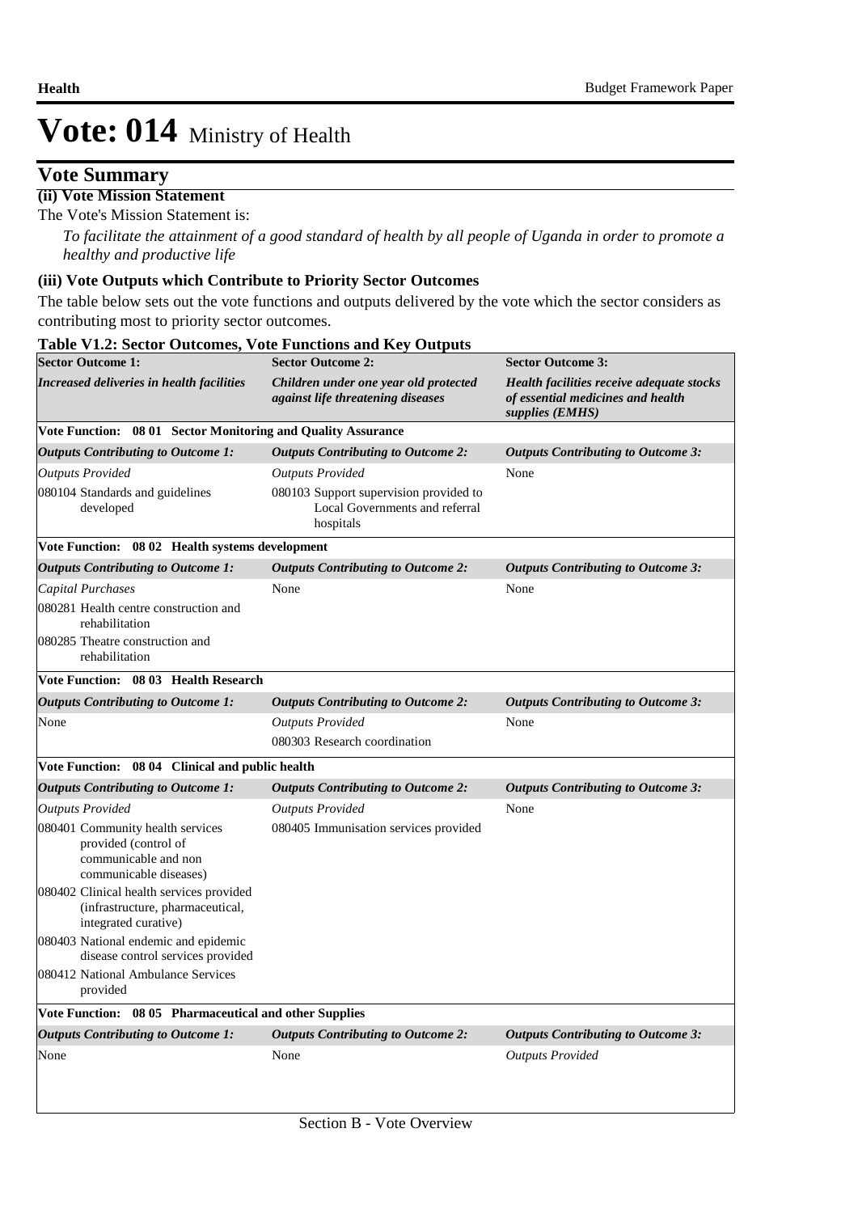# Vote: 014 Ministry of Health

## Vote Summary

### (ii) Vote Mission Statement

The Vote's Mission Statement is:

*To facilitate the attainment of a good standard of health by all people of Uganda in order to promote a healthy and productive life*

### (iii) Vote Outputs which Contribute to Priority Sector Outcomes

The table below sets out the vote functions and outputs delivered by the vote which the sector considers as contributing most to priority sector outcomes.

**Table V1.2: Sector Outcomes, Vote Functions and Key Outputs**

| Sector Outcome 1: | Sector Outcome 2: | Sector Outcome 3: |
|---|---|---|
| *Increased deliveries in health facilities* | *Children under one year old protected against life threatening diseases* | *Health facilities receive adequate stocks of essential medicines and health supplies (EMHS)* |
| **Vote Function: 08 01 Sector Monitoring and Quality Assurance** | | |
| ***Outputs Contributing to Outcome 1:*** | ***Outputs Contributing to Outcome 2:*** | ***Outputs Contributing to Outcome 3:*** |
| *Outputs Provided* | *Outputs Provided* | None |
| 080104 Standards and guidelines developed | 080103 Support supervision provided to Local Governments and referral hospitals | |
| **Vote Function: 08 02 Health systems development** | | |
| ***Outputs Contributing to Outcome 1:*** | ***Outputs Contributing to Outcome 2:*** | ***Outputs Contributing to Outcome 3:*** |
| *Capital Purchases* | None | None |
| 080281 Health centre construction and rehabilitation | | |
| 080285 Theatre construction and rehabilitation | | |
| **Vote Function: 08 03 Health Research** | | |
| ***Outputs Contributing to Outcome 1:*** | ***Outputs Contributing to Outcome 2:*** | ***Outputs Contributing to Outcome 3:*** |
| None | *Outputs Provided* | None |
| | 080303 Research coordination | |
| **Vote Function: 08 04 Clinical and public health** | | |
| ***Outputs Contributing to Outcome 1:*** | ***Outputs Contributing to Outcome 2:*** | ***Outputs Contributing to Outcome 3:*** |
| *Outputs Provided* | *Outputs Provided* | None |
| 080401 Community health services provided (control of communicable and non communicable diseases) | 080405 Immunisation services provided | |
| 080402 Clinical health services provided (infrastructure, pharmaceutical, integrated curative) | | |
| 080403 National endemic and epidemic disease control services provided | | |
| 080412 National Ambulance Services provided | | |
| **Vote Function: 08 05 Pharmaceutical and other Supplies** | | |
| ***Outputs Contributing to Outcome 1:*** | ***Outputs Contributing to Outcome 2:*** | ***Outputs Contributing to Outcome 3:*** |
| None | None | *Outputs Provided* |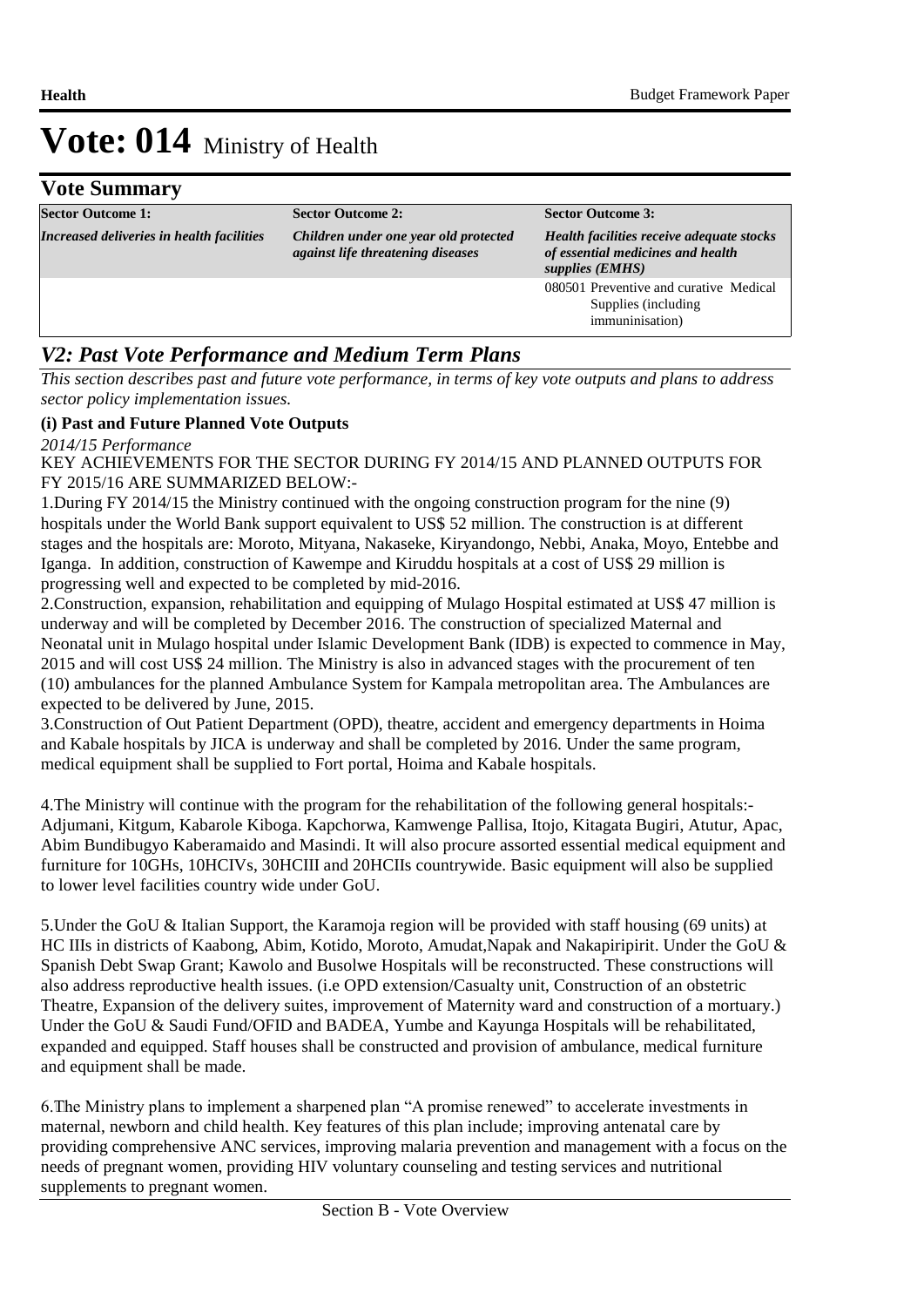# Vote: 014 Ministry of Health

## Vote Summary

| Sector Outcome 1: | Sector Outcome 2: | Sector Outcome 3: |
|---|---|---|
| ***Increased deliveries in health facilities*** | ***Children under one year old protected against life threatening diseases*** | ***Health facilities receive adequate stocks of essential medicines and health supplies (EMHS)*** |
| | | 080501 Preventive and curative Medical Supplies (including immuninisation) |

## *V2: Past Vote Performance and Medium Term Plans*

*This section describes past and future vote performance, in terms of key vote outputs and plans to address sector policy implementation issues.*

### (i) Past and Future Planned Vote Outputs

*2014/15 Performance*

KEY ACHIEVEMENTS FOR THE SECTOR DURING FY 2014/15 AND PLANNED OUTPUTS FOR FY 2015/16 ARE SUMMARIZED BELOW:-

1.During FY 2014/15 the Ministry continued with the ongoing construction program for the nine (9) hospitals under the World Bank support equivalent to US$ 52 million. The construction is at different stages and the hospitals are: Moroto, Mityana, Nakaseke, Kiryandongo, Nebbi, Anaka, Moyo, Entebbe and Iganga. In addition, construction of Kawempe and Kiruddu hospitals at a cost of US$ 29 million is progressing well and expected to be completed by mid-2016.

2.Construction, expansion, rehabilitation and equipping of Mulago Hospital estimated at US$ 47 million is underway and will be completed by December 2016. The construction of specialized Maternal and Neonatal unit in Mulago hospital under Islamic Development Bank (IDB) is expected to commence in May, 2015 and will cost US$ 24 million. The Ministry is also in advanced stages with the procurement of ten (10) ambulances for the planned Ambulance System for Kampala metropolitan area. The Ambulances are expected to be delivered by June, 2015.

3.Construction of Out Patient Department (OPD), theatre, accident and emergency departments in Hoima and Kabale hospitals by JICA is underway and shall be completed by 2016. Under the same program, medical equipment shall be supplied to Fort portal, Hoima and Kabale hospitals.

4.The Ministry will continue with the program for the rehabilitation of the following general hospitals:- Adjumani, Kitgum, Kabarole Kiboga. Kapchorwa, Kamwenge Pallisa, Itojo, Kitagata Bugiri, Atutur, Apac, Abim Bundibugyo Kaberamaido and Masindi. It will also procure assorted essential medical equipment and furniture for 10GHs, 10HCIVs, 30HCIII and 20HCIIs countrywide. Basic equipment will also be supplied to lower level facilities country wide under GoU.

5.Under the GoU & Italian Support, the Karamoja region will be provided with staff housing (69 units) at HC IIIs in districts of Kaabong, Abim, Kotido, Moroto, Amudat,Napak and Nakapiripirit. Under the GoU & Spanish Debt Swap Grant; Kawolo and Busolwe Hospitals will be reconstructed. These constructions will also address reproductive health issues. (i.e OPD extension/Casualty unit, Construction of an obstetric Theatre, Expansion of the delivery suites, improvement of Maternity ward and construction of a mortuary.) Under the GoU & Saudi Fund/OFID and BADEA, Yumbe and Kayunga Hospitals will be rehabilitated, expanded and equipped. Staff houses shall be constructed and provision of ambulance, medical furniture and equipment shall be made.

6.The Ministry plans to implement a sharpened plan "A promise renewed" to accelerate investments in maternal, newborn and child health. Key features of this plan include; improving antenatal care by providing comprehensive ANC services, improving malaria prevention and management with a focus on the needs of pregnant women, providing HIV voluntary counseling and testing services and nutritional supplements to pregnant women.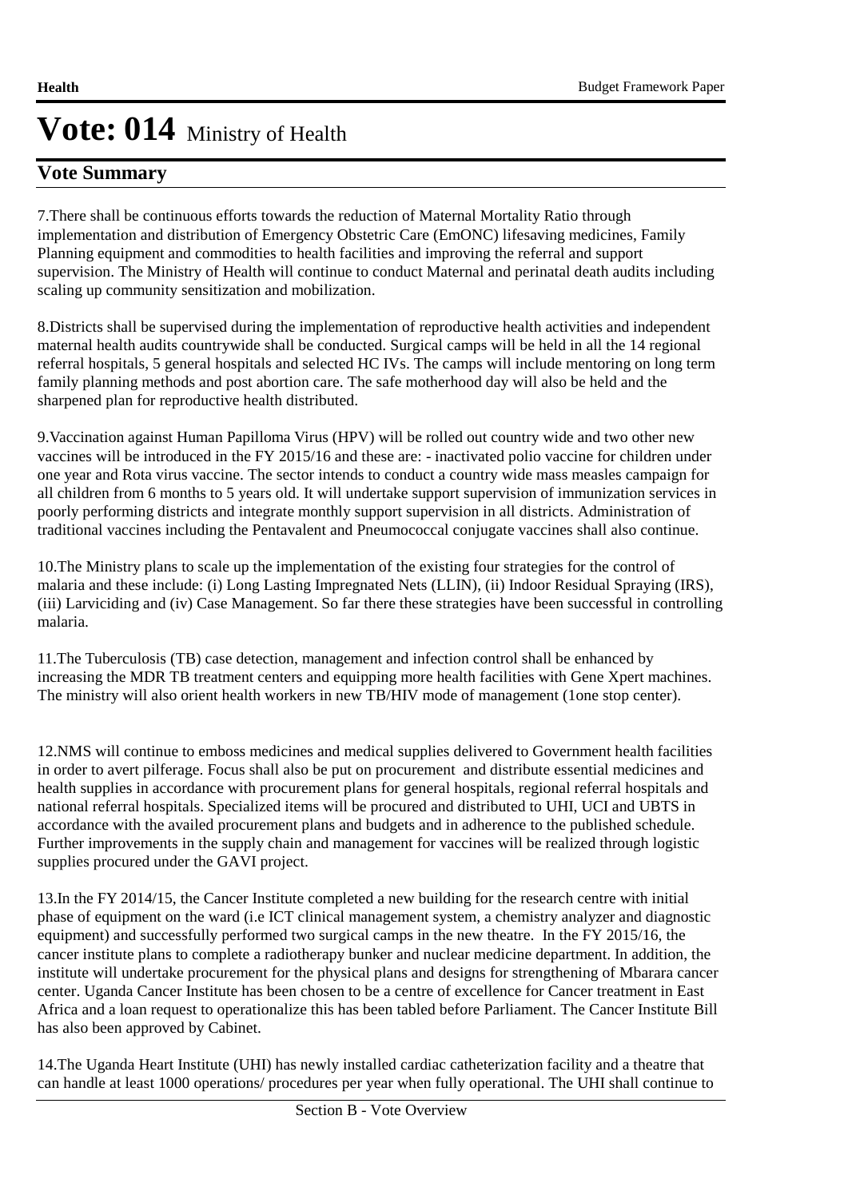7.There shall be continuous efforts towards the reduction of Maternal Mortality Ratio through implementation and distribution of Emergency Obstetric Care (EmONC) lifesaving medicines, Family Planning equipment and commodities to health facilities and improving the referral and support supervision. The Ministry of Health will continue to conduct Maternal and perinatal death audits including scaling up community sensitization and mobilization.

8.Districts shall be supervised during the implementation of reproductive health activities and independent maternal health audits countrywide shall be conducted. Surgical camps will be held in all the 14 regional referral hospitals, 5 general hospitals and selected HC IVs. The camps will include mentoring on long term family planning methods and post abortion care. The safe motherhood day will also be held and the sharpened plan for reproductive health distributed.

9.Vaccination against Human Papilloma Virus (HPV) will be rolled out country wide and two other new vaccines will be introduced in the FY 2015/16 and these are: - inactivated polio vaccine for children under one year and Rota virus vaccine. The sector intends to conduct a country wide mass measles campaign for all children from 6 months to 5 years old. It will undertake support supervision of immunization services in poorly performing districts and integrate monthly support supervision in all districts. Administration of traditional vaccines including the Pentavalent and Pneumococcal conjugate vaccines shall also continue.

10.The Ministry plans to scale up the implementation of the existing four strategies for the control of malaria and these include: (i) Long Lasting Impregnated Nets (LLIN), (ii) Indoor Residual Spraying (IRS), (iii) Larviciding and (iv) Case Management. So far there these strategies have been successful in controlling malaria.

11.The Tuberculosis (TB) case detection, management and infection control shall be enhanced by increasing the MDR TB treatment centers and equipping more health facilities with Gene Xpert machines. The ministry will also orient health workers in new TB/HIV mode of management (1one stop center).

12.NMS will continue to emboss medicines and medical supplies delivered to Government health facilities in order to avert pilferage. Focus shall also be put on procurement and distribute essential medicines and health supplies in accordance with procurement plans for general hospitals, regional referral hospitals and national referral hospitals. Specialized items will be procured and distributed to UHI, UCI and UBTS in accordance with the availed procurement plans and budgets and in adherence to the published schedule. Further improvements in the supply chain and management for vaccines will be realized through logistic supplies procured under the GAVI project.

13.In the FY 2014/15, the Cancer Institute completed a new building for the research centre with initial phase of equipment on the ward (i.e ICT clinical management system, a chemistry analyzer and diagnostic equipment) and successfully performed two surgical camps in the new theatre. In the FY 2015/16, the cancer institute plans to complete a radiotherapy bunker and nuclear medicine department. In addition, the institute will undertake procurement for the physical plans and designs for strengthening of Mbarara cancer center. Uganda Cancer Institute has been chosen to be a centre of excellence for Cancer treatment in East Africa and a loan request to operationalize this has been tabled before Parliament. The Cancer Institute Bill has also been approved by Cabinet.

14.The Uganda Heart Institute (UHI) has newly installed cardiac catheterization facility and a theatre that can handle at least 1000 operations/ procedures per year when fully operational. The UHI shall continue to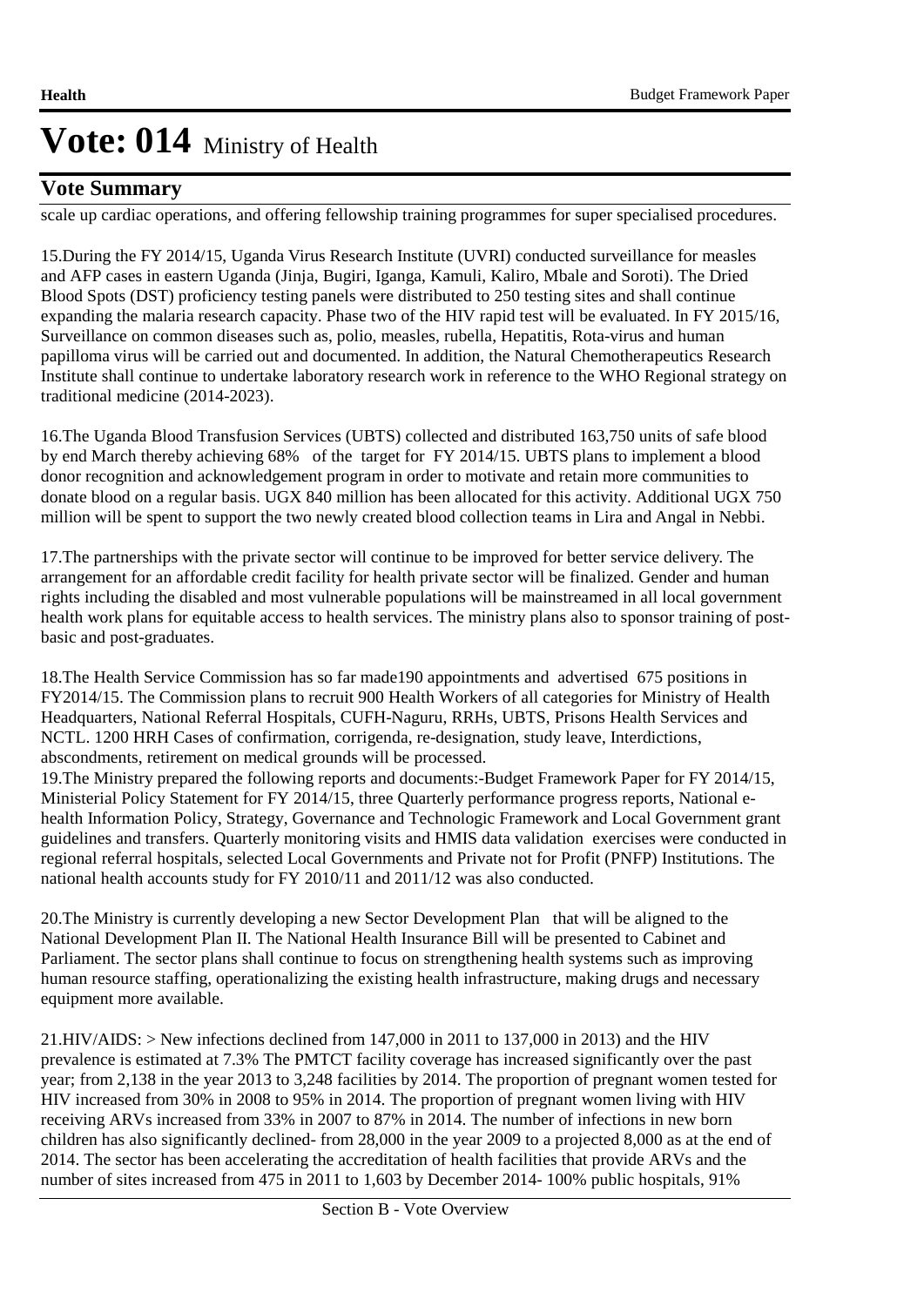# Vote: 014 Ministry of Health

## Vote Summary

scale up cardiac operations, and offering fellowship training programmes for super specialised procedures.

15.During the FY 2014/15, Uganda Virus Research Institute (UVRI) conducted surveillance for measles and AFP cases in eastern Uganda (Jinja, Bugiri, Iganga, Kamuli, Kaliro, Mbale and Soroti). The Dried Blood Spots (DST) proficiency testing panels were distributed to 250 testing sites and shall continue expanding the malaria research capacity. Phase two of the HIV rapid test will be evaluated. In FY 2015/16, Surveillance on common diseases such as, polio, measles, rubella, Hepatitis, Rota-virus and human papilloma virus will be carried out and documented. In addition, the Natural Chemotherapeutics Research Institute shall continue to undertake laboratory research work in reference to the WHO Regional strategy on traditional medicine (2014-2023).

16.The Uganda Blood Transfusion Services (UBTS) collected and distributed 163,750 units of safe blood by end March thereby achieving 68% of the target for FY 2014/15. UBTS plans to implement a blood donor recognition and acknowledgement program in order to motivate and retain more communities to donate blood on a regular basis. UGX 840 million has been allocated for this activity. Additional UGX 750 million will be spent to support the two newly created blood collection teams in Lira and Angal in Nebbi.

17.The partnerships with the private sector will continue to be improved for better service delivery. The arrangement for an affordable credit facility for health private sector will be finalized. Gender and human rights including the disabled and most vulnerable populations will be mainstreamed in all local government health work plans for equitable access to health services. The ministry plans also to sponsor training of post-basic and post-graduates.

18.The Health Service Commission has so far made190 appointments and advertised 675 positions in FY2014/15. The Commission plans to recruit 900 Health Workers of all categories for Ministry of Health Headquarters, National Referral Hospitals, CUFH-Naguru, RRHs, UBTS, Prisons Health Services and NCTL. 1200 HRH Cases of confirmation, corrigenda, re-designation, study leave, Interdictions, abscondments, retirement on medical grounds will be processed.

19.The Ministry prepared the following reports and documents:-Budget Framework Paper for FY 2014/15, Ministerial Policy Statement for FY 2014/15, three Quarterly performance progress reports, National e-health Information Policy, Strategy, Governance and Technologic Framework and Local Government grant guidelines and transfers. Quarterly monitoring visits and HMIS data validation exercises were conducted in regional referral hospitals, selected Local Governments and Private not for Profit (PNFP) Institutions. The national health accounts study for FY 2010/11 and 2011/12 was also conducted.

20.The Ministry is currently developing a new Sector Development Plan that will be aligned to the National Development Plan II. The National Health Insurance Bill will be presented to Cabinet and Parliament. The sector plans shall continue to focus on strengthening health systems such as improving human resource staffing, operationalizing the existing health infrastructure, making drugs and necessary equipment more available.

21.HIV/AIDS: > New infections declined from 147,000 in 2011 to 137,000 in 2013) and the HIV prevalence is estimated at 7.3% The PMTCT facility coverage has increased significantly over the past year; from 2,138 in the year 2013 to 3,248 facilities by 2014. The proportion of pregnant women tested for HIV increased from 30% in 2008 to 95% in 2014. The proportion of pregnant women living with HIV receiving ARVs increased from 33% in 2007 to 87% in 2014. The number of infections in new born children has also significantly declined- from 28,000 in the year 2009 to a projected 8,000 as at the end of 2014. The sector has been accelerating the accreditation of health facilities that provide ARVs and the number of sites increased from 475 in 2011 to 1,603 by December 2014- 100% public hospitals, 91%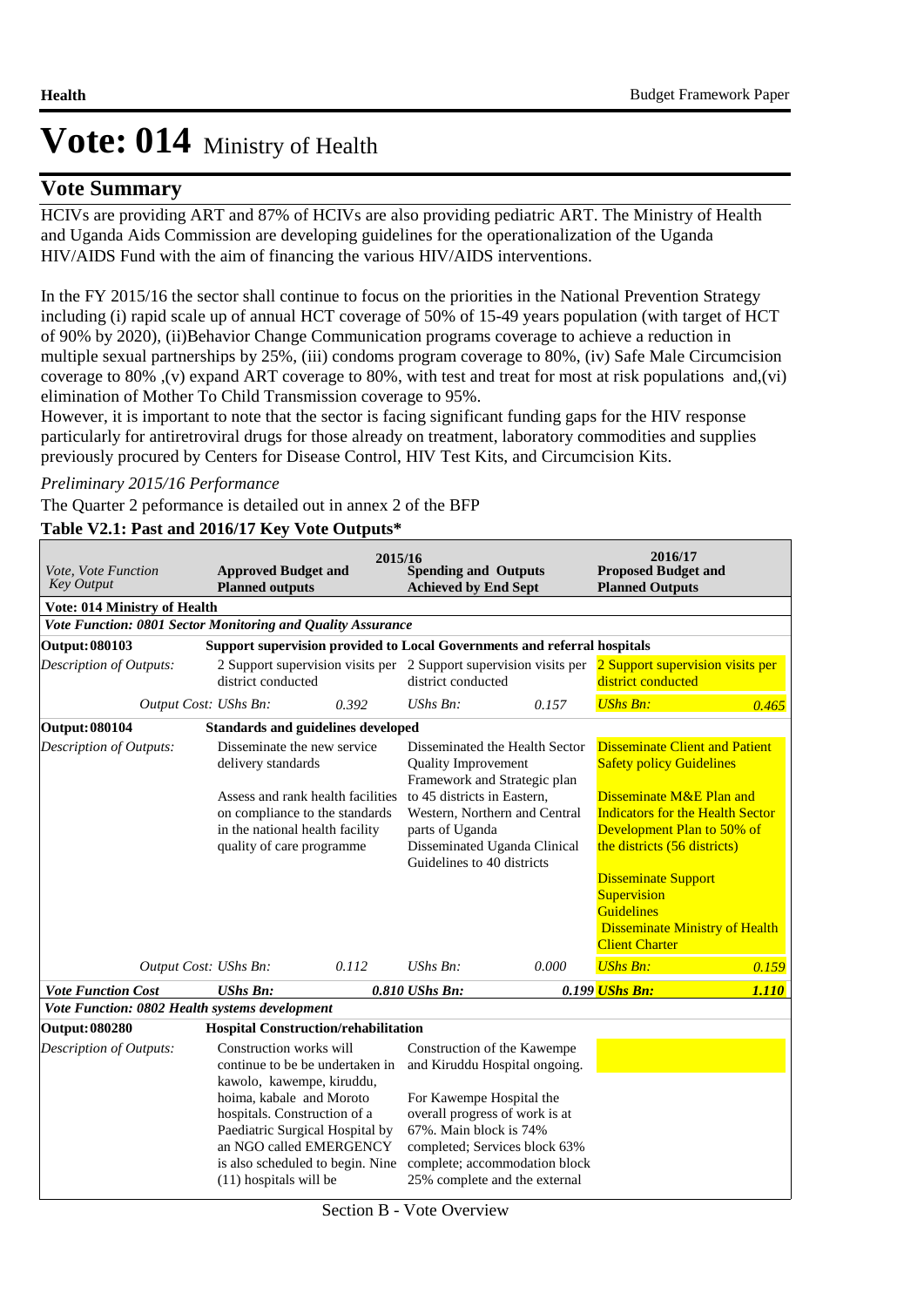# Vote: 014 Ministry of Health

## Vote Summary

HCIVs are providing ART and 87% of HCIVs are also providing pediatric ART. The Ministry of Health and Uganda Aids Commission are developing guidelines for the operationalization of the Uganda HIV/AIDS Fund with the aim of financing the various HIV/AIDS interventions.

In the FY 2015/16 the sector shall continue to focus on the priorities in the National Prevention Strategy including (i) rapid scale up of annual HCT coverage of 50% of 15-49 years population (with target of HCT of 90% by 2020), (ii)Behavior Change Communication programs coverage to achieve a reduction in multiple sexual partnerships by 25%, (iii) condoms program coverage to 80%, (iv) Safe Male Circumcision coverage to 80% ,(v) expand ART coverage to 80%, with test and treat for most at risk populations and,(vi) elimination of Mother To Child Transmission coverage to 95%.

However, it is important to note that the sector is facing significant funding gaps for the HIV response particularly for antiretroviral drugs for those already on treatment, laboratory commodities and supplies previously procured by Centers for Disease Control, HIV Test Kits, and Circumcision Kits.

*Preliminary 2015/16 Performance*

The Quarter 2 peformance is detailed out in annex 2 of the BFP

**Table V2.1: Past and 2016/17 Key Vote Outputs***

| *Vote, Vote Function Key Output* | 2015/16 Approved Budget and Planned outputs | | 2015/16 Spending and Outputs Achieved by End Sept | | 2016/17 Proposed Budget and Planned Outputs | |
|---|---|---|---|---|---|---|
| **Vote: 014 Ministry of Health** | | | | | | |
| ***Vote Function: 0801 Sector Monitoring and Quality Assurance*** | | | | | | |
| **Output: 080103** | **Support supervision provided to Local Governments and referral hospitals** | | | | | |
| *Description of Outputs:* | 2 Support supervision visits per district conducted | | 2 Support supervision visits per district conducted | | 2 Support supervision visits per district conducted | |
| *Output Cost: UShs Bn:* | | *0.392* | *UShs Bn:* | *0.157* | *UShs Bn:* | *0.465* |
| **Output: 080104** | **Standards and guidelines developed** | | | | | |
| *Description of Outputs:* | Disseminate the new service delivery standards<br><br>Assess and rank health facilities on compliance to the standards in the national health facility quality of care programme | | Disseminated the Health Sector Quality Improvement Framework and Strategic plan to 45 districts in Eastern, Western, Northern and Central parts of Uganda<br>Disseminated Uganda Clinical Guidelines to 40 districts | | Disseminate Client and Patient Safety policy Guidelines<br><br>Disseminate M&E Plan and Indicators for the Health Sector Development Plan to 50% of the districts (56 districts)<br><br>Disseminate Support Supervision Guidelines<br>Disseminate Ministry of Health Client Charter | |
| *Output Cost: UShs Bn:* | | *0.112* | *UShs Bn:* | *0.000* | *UShs Bn:* | *0.159* |
| ***Vote Function Cost*** | ***UShs Bn:*** | ***0.810*** | ***UShs Bn:*** | ***0.199*** | ***UShs Bn:*** | ***1.110*** |
| ***Vote Function: 0802 Health systems development*** | | | | | | |
| **Output: 080280** | **Hospital Construction/rehabilitation** | | | | | |
| *Description of Outputs:* | Construction works will continue to be be undertaken in kawolo, kawempe, kiruddu, hoima, kabale and Moroto hospitals. Construction of a Paediatric Surgical Hospital by an NGO called EMERGENCY is also scheduled to begin. Nine (11) hospitals will be | | Construction of the Kawempe and Kiruddu Hospital ongoing.<br><br>For Kawempe Hospital the overall progress of work is at 67%. Main block is 74% completed; Services block 63% complete; accommodation block 25% complete and the external | | | |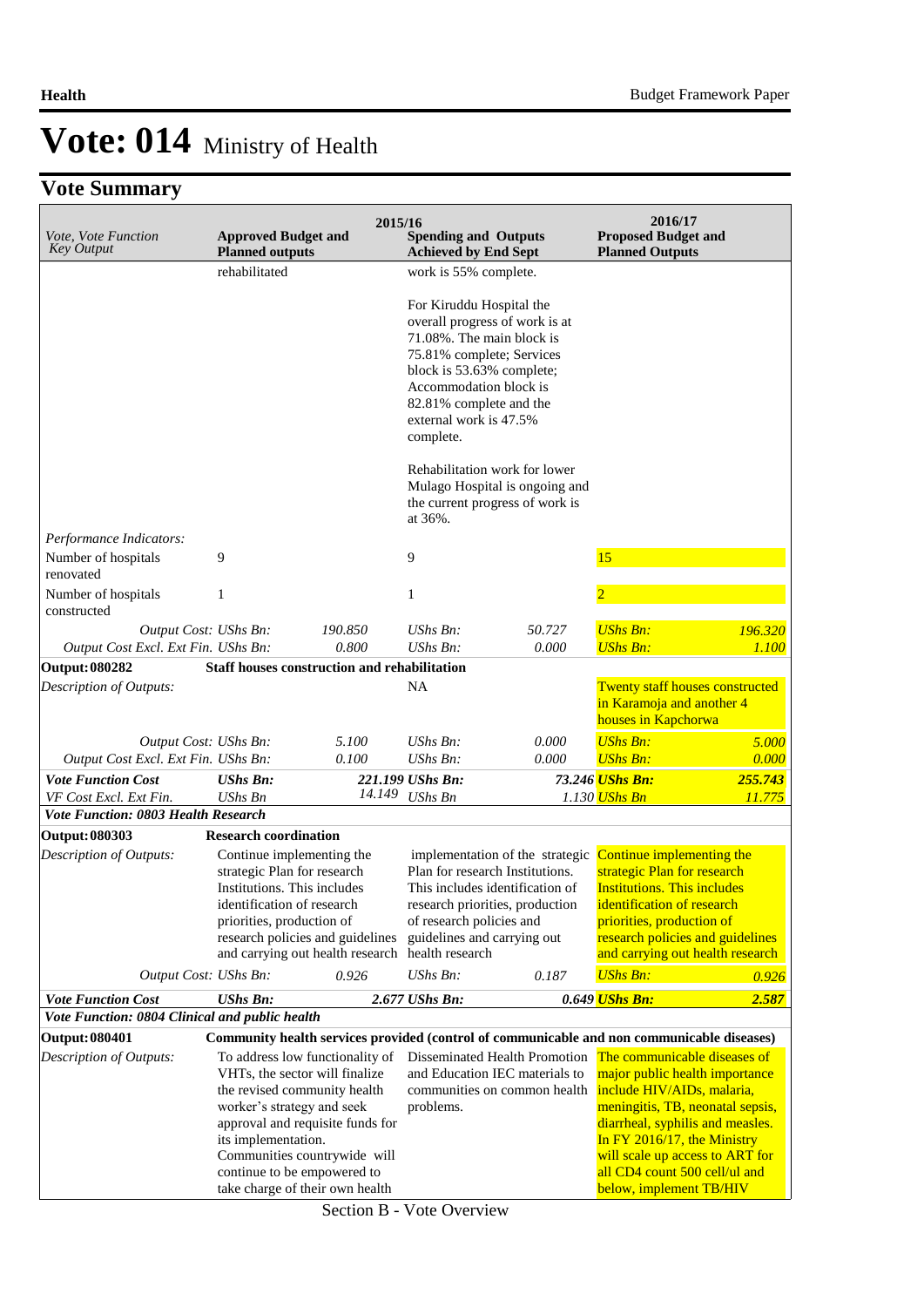# Vote: 014 Ministry of Health

## Vote Summary

| Vote, Vote Function Key Output | 2015/16 Approved Budget and Planned outputs | | 2015/16 Spending and Outputs Achieved by End Sept | | 2016/17 Proposed Budget and Planned Outputs | |
|---|---|---|---|---|---|---|
| | rehabilitated | | work is 55% complete.<br><br>For Kiruddu Hospital the overall progress of work is at 71.08%. The main block is 75.81% complete; Services block is 53.63% complete; Accommodation block is 82.81% complete and the external work is 47.5% complete.<br><br>Rehabilitation work for lower Mulago Hospital is ongoing and the current progress of work is at 36%. | | | |
| *Performance Indicators:* | | | | | | |
| Number of hospitals renovated | 9 | | 9 | | 15 | |
| Number of hospitals constructed | 1 | | 1 | | 2 | |
| *Output Cost: UShs Bn:* | | *190.850* | *UShs Bn:* | *50.727* | *UShs Bn:* | *196.320* |
| *Output Cost Excl. Ext Fin. UShs Bn:* | | *0.800* | *UShs Bn:* | *0.000* | *UShs Bn:* | *1.100* |
| **Output: 080282** | **Staff houses construction and rehabilitation** | | | | | |
| *Description of Outputs:* | | | NA | | Twenty staff houses constructed in Karamoja and another 4 houses in Kapchorwa | |
| *Output Cost: UShs Bn:* | | *5.100* | *UShs Bn:* | *0.000* | *UShs Bn:* | *5.000* |
| *Output Cost Excl. Ext Fin. UShs Bn:* | | *0.100* | *UShs Bn:* | *0.000* | *UShs Bn:* | *0.000* |
| ***Vote Function Cost*** | ***UShs Bn:*** | ***221.199*** | ***UShs Bn:*** | ***73.246*** | ***UShs Bn:*** | ***255.743*** |
| *VF Cost Excl. Ext Fin.* | *UShs Bn* | *14.149* | *UShs Bn* | *1.130* | *UShs Bn* | *11.775* |
| ***Vote Function: 0803 Health Research*** | | | | | | |
| **Output: 080303** | **Research coordination** | | | | | |
| *Description of Outputs:* | Continue implementing the strategic Plan for research Institutions. This includes identification of research priorities, production of research policies and guidelines and carrying out health research | | implementation of the strategic Plan for research Institutions. This includes identification of research priorities, production of research policies and guidelines and carrying out health research | | Continue implementing the strategic Plan for research Institutions. This includes identification of research priorities, production of research policies and guidelines and carrying out health research | |
| *Output Cost: UShs Bn:* | | *0.926* | *UShs Bn:* | *0.187* | *UShs Bn:* | *0.926* |
| ***Vote Function Cost*** | ***UShs Bn:*** | ***2.677*** | ***UShs Bn:*** | ***0.649*** | ***UShs Bn:*** | ***2.587*** |
| ***Vote Function: 0804 Clinical and public health*** | | | | | | |
| **Output: 080401** | **Community health services provided (control of communicable and non communicable diseases)** | | | | | |
| *Description of Outputs:* | To address low functionality of VHTs, the sector will finalize the revised community health worker's strategy and seek approval and requisite funds for its implementation. Communities countrywide will continue to be empowered to take charge of their own health | | Disseminated Health Promotion and Education IEC materials to communities on common health problems. | | The communicable diseases of major public health importance include HIV/AIDs, malaria, meningitis, TB, neonatal sepsis, diarrheal, syphilis and measles. In FY 2016/17, the Ministry will scale up access to ART for all CD4 count 500 cell/ul and below, implement TB/HIV | |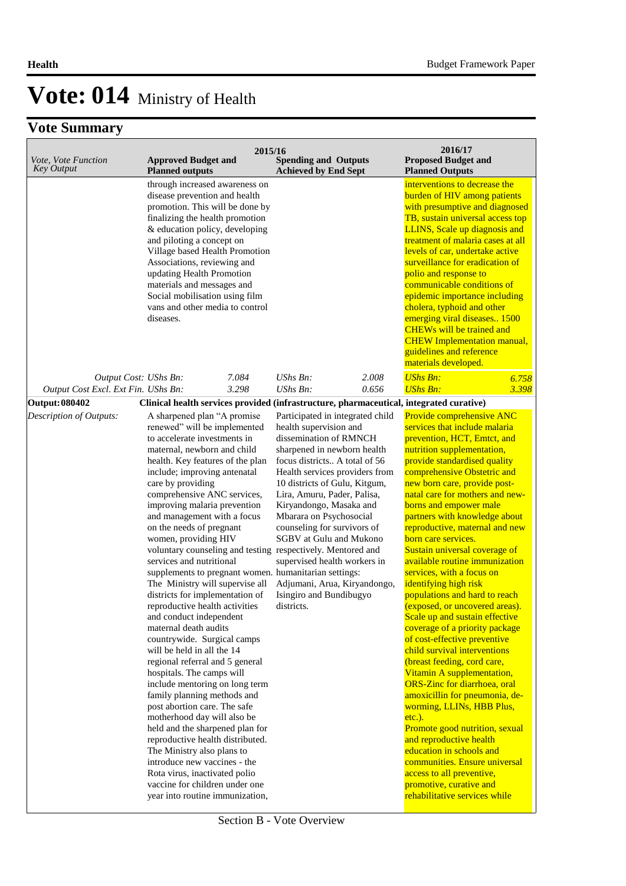# Vote: 014 Ministry of Health

## Vote Summary

| Vote, Vote Function Key Output | 2015/16 Approved Budget and Planned outputs | | 2015/16 Spending and Outputs Achieved by End Sept | | 2016/17 Proposed Budget and Planned Outputs | |
|---|---|---|---|---|---|---|
| | through increased awareness on disease prevention and health promotion. This will be done by finalizing the health promotion & education policy, developing and piloting a concept on Village based Health Promotion Associations, reviewing and updating Health Promotion materials and messages and Social mobilisation using film vans and other media to control diseases. | | | | interventions to decrease the burden of HIV among patients with presumptive and diagnosed TB, sustain universal access top LLINS, Scale up diagnosis and treatment of malaria cases at all levels of car, undertake active surveillance for eradication of polio and response to communicable conditions of epidemic importance including cholera, typhoid and other emerging viral diseases.. 1500 CHEWs will be trained and CHEW Implementation manual, guidelines and reference materials developed. | |
| *Output Cost: UShs Bn:* | | *7.084* | *UShs Bn:* | *2.008* | *UShs Bn:* | *6.758* |
| *Output Cost Excl. Ext Fin. UShs Bn:* | | *3.298* | *UShs Bn:* | *0.656* | *UShs Bn:* | *3.398* |
| **Output: 080402** | **Clinical health services provided (infrastructure, pharmaceutical, integrated curative)** | | | | | |
| *Description of Outputs:* | A sharpened plan "A promise renewed" will be implemented to accelerate investments in maternal, newborn and child health. Key features of the plan include; improving antenatal care by providing comprehensive ANC services, improving malaria prevention and management with a focus on the needs of pregnant women, providing HIV voluntary counseling and testing services and nutritional supplements to pregnant women. The Ministry will supervise all districts for implementation of reproductive health activities and conduct independent maternal death audits countrywide. Surgical camps will be held in all the 14 regional referral and 5 general hospitals. The camps will include mentoring on long term family planning methods and post abortion care. The safe motherhood day will also be held and the sharpened plan for reproductive health distributed. The Ministry also plans to introduce new vaccines - the Rota virus, inactivated polio vaccine for children under one year into routine immunization, | | Participated in integrated child health supervision and dissemination of RMNCH sharpened in newborn health focus districts.. A total of 56 Health services providers from 10 districts of Gulu, Kitgum, Lira, Amuru, Pader, Palisa, Kiryandongo, Masaka and Mbarara on Psychosocial counseling for survivors of SGBV at Gulu and Mukono respectively. Mentored and supervised health workers in humanitarian settings: Adjumani, Arua, Kiryandongo, Isingiro and Bundibugyo districts. | | Provide comprehensive ANC services that include malaria prevention, HCT, Emtct, and nutrition supplementation, provide standardised quality comprehensive Obstetric and new born care, provide post-natal care for mothers and new-borns and empower male partners with knowledge about reproductive, maternal and new born care services.<br>Sustain universal coverage of available routine immunization services, with a focus on identifying high risk populations and hard to reach (exposed, or uncovered areas). Scale up and sustain effective coverage of a priority package of cost-effective preventive child survival interventions (breast feeding, cord care, Vitamin A supplementation, ORS-Zinc for diarrhoea, oral amoxicillin for pneumonia, de-worming, LLINs, HBB Plus, etc.).<br>Promote good nutrition, sexual and reproductive health education in schools and communities. Ensure universal access to all preventive, promotive, curative and rehabilitative services while | |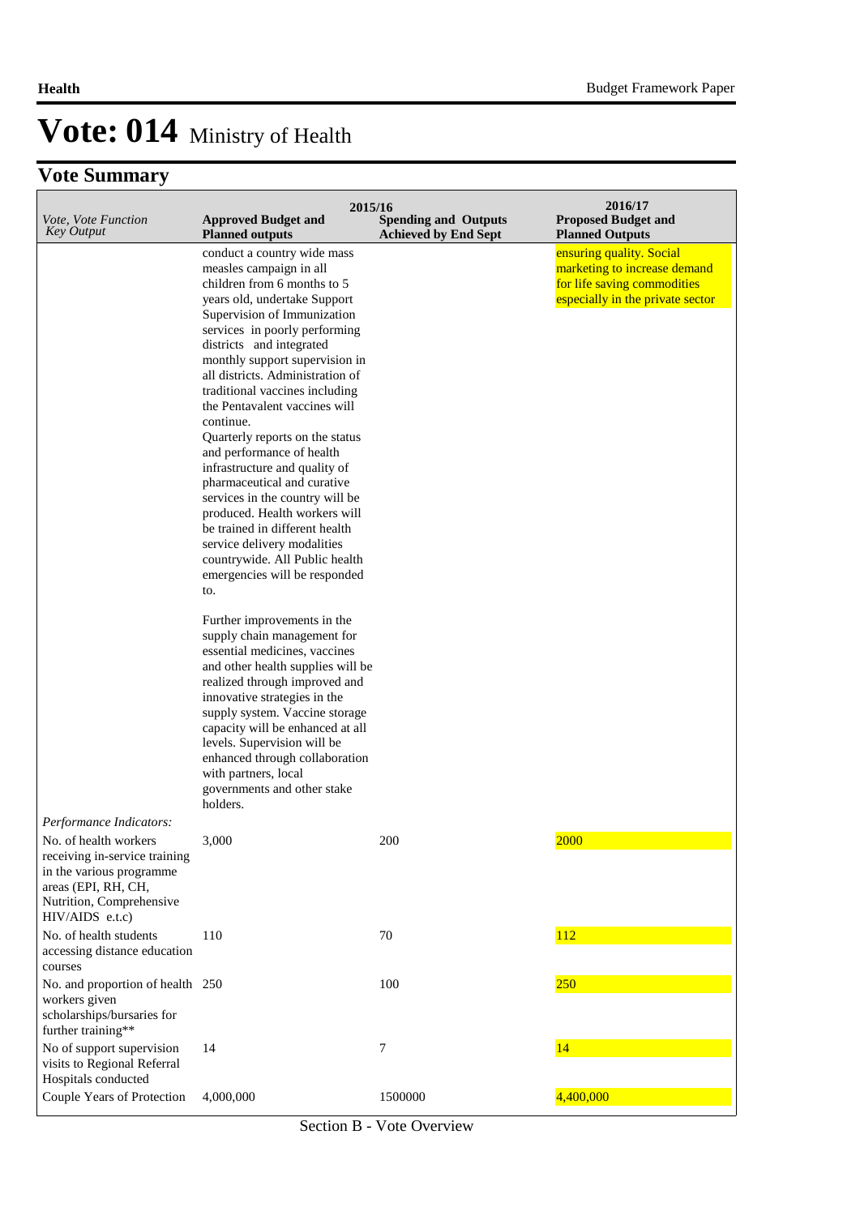# Vote: 014 Ministry of Health

## Vote Summary

| Vote, Vote Function Key Output | 2015/16 Approved Budget and Planned outputs | 2015/16 Spending and Outputs Achieved by End Sept | 2016/17 Proposed Budget and Planned Outputs |
|---|---|---|---|
| | conduct a country wide mass measles campaign in all children from 6 months to 5 years old, undertake Support Supervision of Immunization services in poorly performing districts and integrated monthly support supervision in all districts. Administration of traditional vaccines including the Pentavalent vaccines will continue.<br>Quarterly reports on the status and performance of health infrastructure and quality of pharmaceutical and curative services in the country will be produced. Health workers will be trained in different health service delivery modalities countrywide. All Public health emergencies will be responded to.<br><br>Further improvements in the supply chain management for essential medicines, vaccines and other health supplies will be realized through improved and innovative strategies in the supply system. Vaccine storage capacity will be enhanced at all levels. Supervision will be enhanced through collaboration with partners, local governments and other stake holders. | | ensuring quality. Social marketing to increase demand for life saving commodities especially in the private sector |
| *Performance Indicators:* | | | |
| No. of health workers receiving in-service training in the various programme areas (EPI, RH, CH, Nutrition, Comprehensive HIV/AIDS e.t.c) | 3,000 | 200 | 2000 |
| No. of health students accessing distance education courses | 110 | 70 | 112 |
| No. and proportion of health workers given scholarships/bursaries for further training** | 250 | 100 | 250 |
| No of support supervision visits to Regional Referral Hospitals conducted | 14 | 7 | 14 |
| Couple Years of Protection | 4,000,000 | 1500000 | 4,400,000 |

Section B - Vote Overview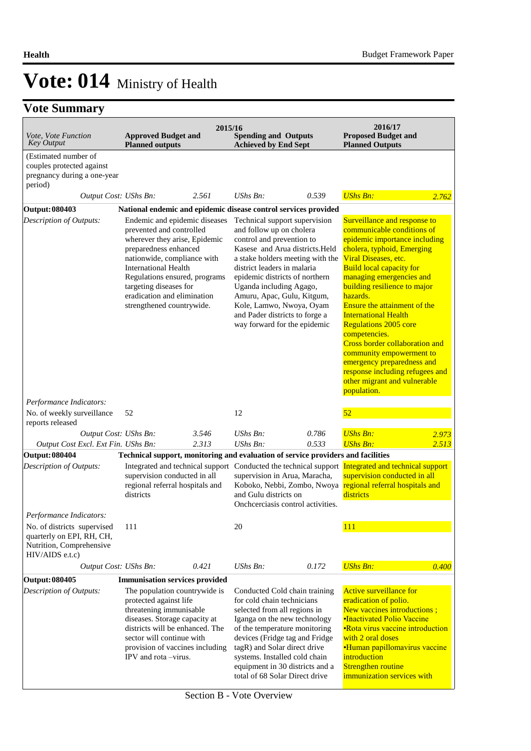# Vote: 014 Ministry of Health

## Vote Summary

| Vote, Vote Function Key Output | 2015/16 Approved Budget and Planned outputs | | 2015/16 Spending and Outputs Achieved by End Sept | | 2016/17 Proposed Budget and Planned Outputs | |
|---|---|---|---|---|---|---|
| (Estimated number of couples protected against pregnancy during a one-year period) | | | | | | |
| *Output Cost: UShs Bn:* | | *2.561* | *UShs Bn:* | *0.539* | *UShs Bn:* | *2.762* |
| **Output: 080403** | **National endemic and epidemic disease control services provided** | | | | | |
| *Description of Outputs:* | Endemic and epidemic diseases prevented and controlled wherever they arise, Epidemic preparedness enhanced nationwide, compliance with International Health Regulations ensured, programs targeting diseases for eradication and elimination strengthened countrywide. | | Technical support supervision and follow up on cholera control and prevention to Kasese and Arua districts.Held a stake holders meeting with the district leaders in malaria epidemic districts of northern Uganda including Agago, Amuru, Apac, Gulu, Kitgum, Kole, Lamwo, Nwoya, Oyam and Pader districts to forge a way forward for the epidemic | | Surveillance and response to communicable conditions of epidemic importance including cholera, typhoid, Emerging Viral Diseases, etc. Build local capacity for managing emergencies and building resilience to major hazards. Ensure the attainment of the International Health Regulations 2005 core competencies. Cross border collaboration and community empowerment to emergency preparedness and response including refugees and other migrant and vulnerable population. | |
| *Performance Indicators:* | | | | | | |
| No. of weekly surveillance reports released | 52 | | 12 | | 52 | |
| *Output Cost: UShs Bn:* | | *3.546* | *UShs Bn:* | *0.786* | *UShs Bn:* | *2.973* |
| *Output Cost Excl. Ext Fin. UShs Bn:* | | *2.313* | *UShs Bn:* | *0.533* | *UShs Bn:* | *2.513* |
| **Output: 080404** | **Technical support, monitoring and evaluation of service providers and facilities** | | | | | |
| *Description of Outputs:* | Integrated and technical support supervision conducted in all regional referral hospitals and districts | | Conducted the technical support supervision in Arua, Maracha, Koboko, Nebbi, Zombo, Nwoya and Gulu districts on Onchcerciasis control activities. | | Integrated and technical support supervision conducted in all regional referral hospitals and districts | |
| *Performance Indicators:* | | | | | | |
| No. of districts supervised quarterly on EPI, RH, CH, Nutrition, Comprehensive HIV/AIDS e.t.c) | 111 | | 20 | | 111 | |
| *Output Cost: UShs Bn:* | | *0.421* | *UShs Bn:* | *0.172* | *UShs Bn:* | *0.400* |
| **Output: 080405** | **Immunisation services provided** | | | | | |
| *Description of Outputs:* | The population countrywide is protected against life threatening immunisable diseases. Storage capacity at districts will be enhanced. The sector will continue with provision of vaccines including IPV and rota –virus. | | Conducted Cold chain training for cold chain technicians selected from all regions in Iganga on the new technology of the temperature monitoring devices (Fridge tag and Fridge tagR) and Solar direct drive systems. Installed cold chain equipment in 30 districts and a total of 68 Solar Direct drive | | Active surveillance for eradication of polio. New vaccines introductions ; •Inactivated Polio Vaccine •Rota virus vaccine introduction with 2 oral doses •Human papillomavirus vaccine introduction Strengthen routine immunization services with | |

Section B - Vote Overview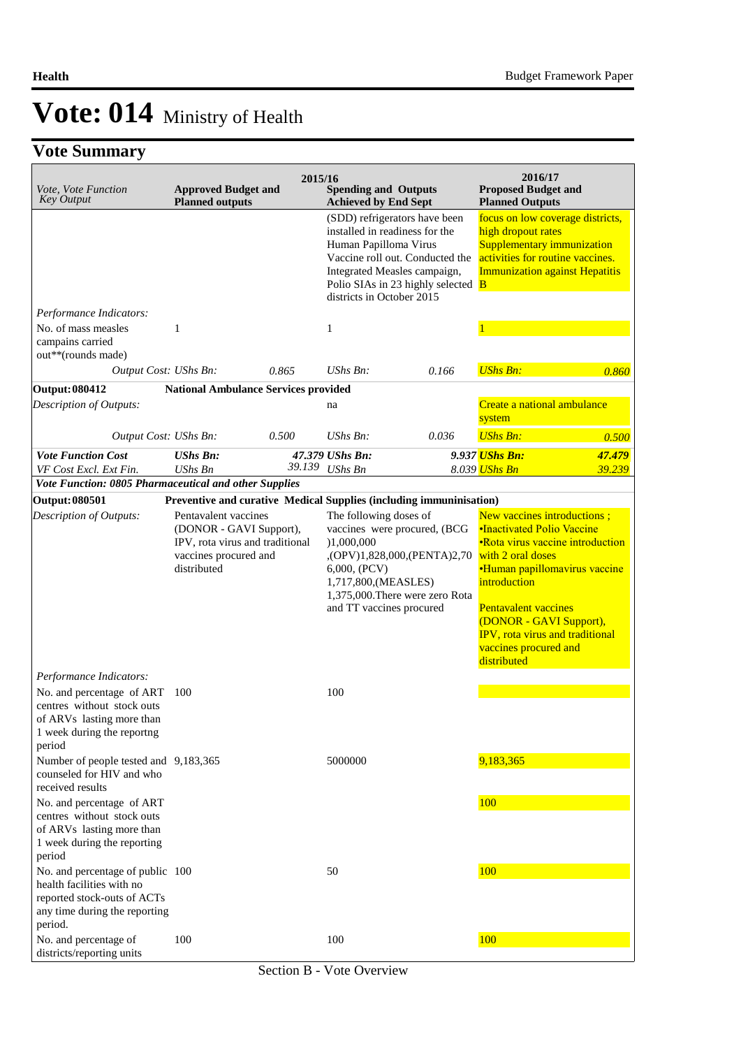# Vote: 014 Ministry of Health

## Vote Summary

| Vote, Vote Function Key Output | 2015/16 Approved Budget and Planned outputs | | 2015/16 Spending and Outputs Achieved by End Sept | | 2016/17 Proposed Budget and Planned Outputs | |
|---|---|---|---|---|---|---|
| | | | (SDD) refrigerators have been installed in readiness for the Human Papilloma Virus Vaccine roll out. Conducted the Integrated Measles campaign, Polio SIAs in 23 highly selected districts in October 2015 | | focus on low coverage districts, high dropout rates Supplementary immunization activities for routine vaccines. Immunization against Hepatitis B | |
| *Performance Indicators:* | | | | | | |
| No. of mass measles campains carried out**(rounds made) | 1 | | 1 | | 1 | |
| *Output Cost:* | *UShs Bn:* | *0.865* | *UShs Bn:* | *0.166* | *UShs Bn:* | *0.860* |
| **Output: 080412** | **National Ambulance Services provided** | | | | | |
| *Description of Outputs:* | | | na | | Create a national ambulance system | |
| *Output Cost:* | *UShs Bn:* | *0.500* | *UShs Bn:* | *0.036* | *UShs Bn:* | *0.500* |
| ***Vote Function Cost*** | ***UShs Bn:*** | ***47.379*** | ***UShs Bn:*** | ***9.937*** | ***UShs Bn:*** | ***47.479*** |
| *VF Cost Excl. Ext Fin.* | *UShs Bn* | *39.139* | *UShs Bn* | *8.039* | *UShs Bn* | *39.239* |
| ***Vote Function: 0805 Pharmaceutical and other Supplies*** | | | | | | |
| **Output: 080501** | **Preventive and curative Medical Supplies (including immuninisation)** | | | | | |
| *Description of Outputs:* | Pentavalent vaccines (DONOR - GAVI Support), IPV, rota virus and traditional vaccines procured and distributed | | The following doses of vaccines were procured, (BCG )1,000,000 ,(OPV)1,828,000,(PENTA)2,706,000, (PCV) 1,717,800,(MEASLES) 1,375,000.There were zero Rota and TT vaccines procured | | New vaccines introductions ; •Inactivated Polio Vaccine •Rota virus vaccine introduction with 2 oral doses •Human papillomavirus vaccine introduction<br><br>Pentavalent vaccines (DONOR - GAVI Support), IPV, rota virus and traditional vaccines procured and distributed | |
| *Performance Indicators:* | | | | | | |
| No. and percentage of ART centres without stock outs of ARVs lasting more than 1 week during the reportng period | 100 | | 100 | | | |
| Number of people tested and counseled for HIV and who received results | 9,183,365 | | 5000000 | | 9,183,365 | |
| No. and percentage of ART centres without stock outs of ARVs lasting more than 1 week during the reporting period | | | | | 100 | |
| No. and percentage of public health facilities with no reported stock-outs of ACTs any time during the reporting period. | 100 | | 50 | | 100 | |
| No. and percentage of districts/reporting units | 100 | | 100 | | 100 | |

Section B - Vote Overview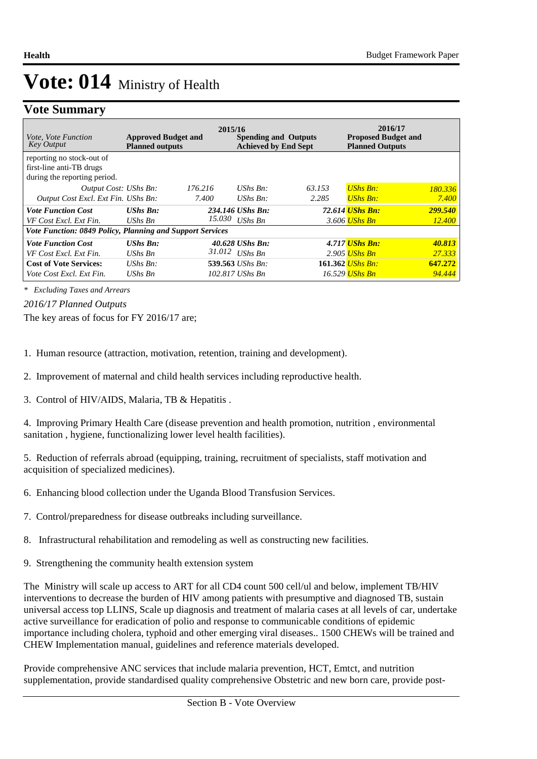# Vote: 014 Ministry of Health

## Vote Summary

| *Vote, Vote Function Key Output* | **2015/16** **Approved Budget and Planned outputs** | | **Spending and Outputs Achieved by End Sept** | | **2016/17** **Proposed Budget and Planned Outputs** | |
|---|---|---|---|---|---|---|
| reporting no stock-out of first-line anti-TB drugs during the reporting period. | | | | | | |
| *Output Cost: UShs Bn:* | | *176.216* | *UShs Bn:* | *63.153* | *UShs Bn:* | *180.336* |
| *Output Cost Excl. Ext Fin. UShs Bn:* | | *7.400* | *UShs Bn:* | *2.285* | *UShs Bn:* | *7.400* |
| ***Vote Function Cost*** | ***UShs Bn:*** | ***234.146*** | ***UShs Bn:*** | ***72.614*** | ***UShs Bn:*** | ***299.540*** |
| *VF Cost Excl. Ext Fin.* | *UShs Bn* | *15.030* | *UShs Bn* | *3.606* | *UShs Bn* | *12.400* |
| ***Vote Function: 0849 Policy, Planning and Support Services*** | | | | | | |
| ***Vote Function Cost*** | ***UShs Bn:*** | ***40.628*** | ***UShs Bn:*** | ***4.717*** | ***UShs Bn:*** | ***40.813*** |
| *VF Cost Excl. Ext Fin.* | *UShs Bn* | *31.012* | *UShs Bn* | *2.905* | *UShs Bn* | *27.333* |
| **Cost of Vote Services:** | *UShs Bn:* | **539.563** | *UShs Bn:* | **161.362** | *UShs Bn:* | **647.272** |
| *Vote Cost Excl. Ext Fin.* | *UShs Bn* | *102.817* | *UShs Bn* | *16.529* | *UShs Bn* | *94.444* |

*\* Excluding Taxes and Arrears*

*2016/17 Planned Outputs*

The key areas of focus for FY 2016/17 are;

1. Human resource (attraction, motivation, retention, training and development).

2. Improvement of maternal and child health services including reproductive health.

3. Control of HIV/AIDS, Malaria, TB & Hepatitis .

4. Improving Primary Health Care (disease prevention and health promotion, nutrition , environmental sanitation , hygiene, functionalizing lower level health facilities).

5. Reduction of referrals abroad (equipping, training, recruitment of specialists, staff motivation and acquisition of specialized medicines).

6. Enhancing blood collection under the Uganda Blood Transfusion Services.

7. Control/preparedness for disease outbreaks including surveillance.

8. Infrastructural rehabilitation and remodeling as well as constructing new facilities.

9. Strengthening the community health extension system

The Ministry will scale up access to ART for all CD4 count 500 cell/ul and below, implement TB/HIV interventions to decrease the burden of HIV among patients with presumptive and diagnosed TB, sustain universal access top LLINS, Scale up diagnosis and treatment of malaria cases at all levels of car, undertake active surveillance for eradication of polio and response to communicable conditions of epidemic importance including cholera, typhoid and other emerging viral diseases.. 1500 CHEWs will be trained and CHEW Implementation manual, guidelines and reference materials developed.

Provide comprehensive ANC services that include malaria prevention, HCT, Emtct, and nutrition supplementation, provide standardised quality comprehensive Obstetric and new born care, provide post-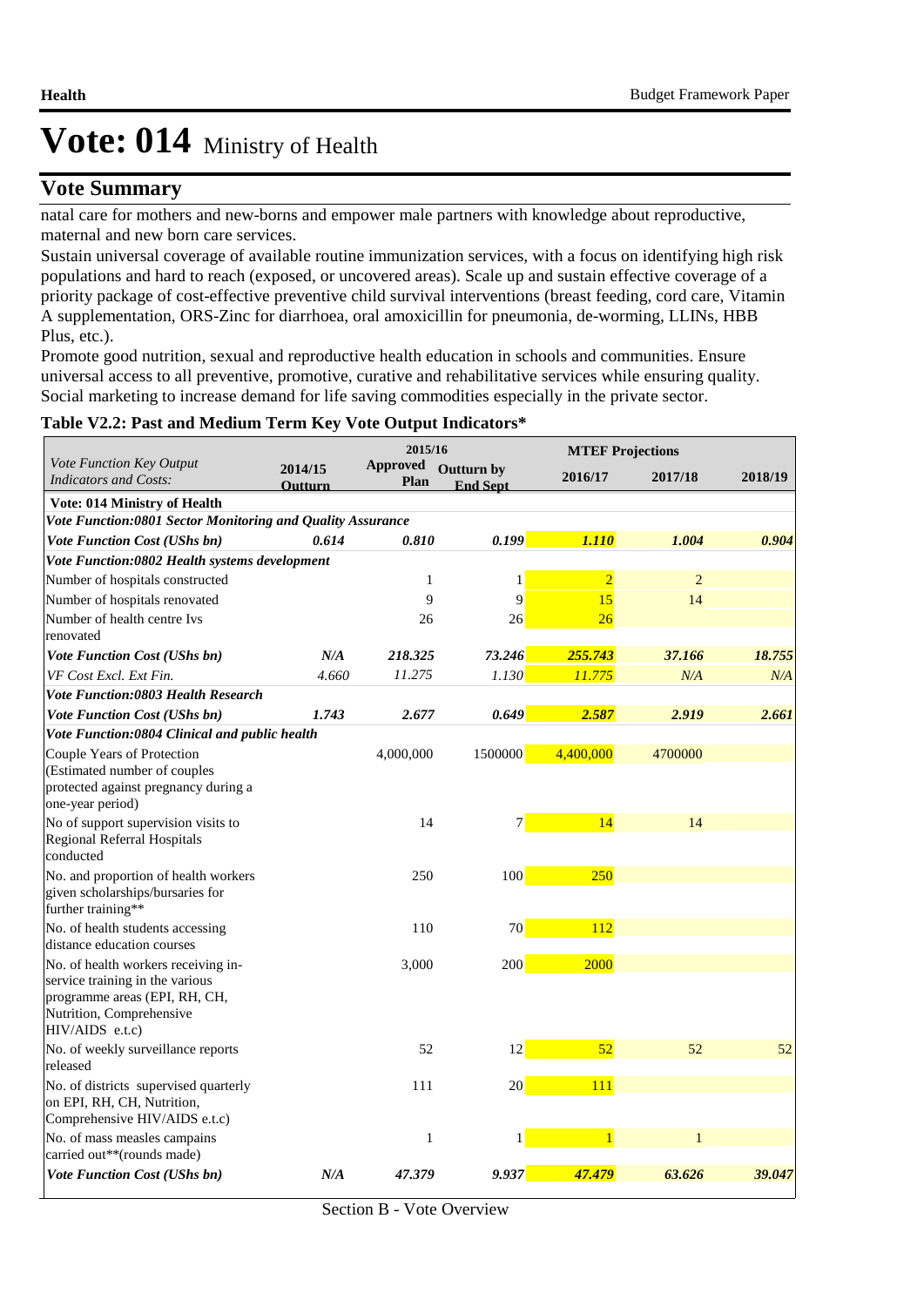# Vote: 014 Ministry of Health

## Vote Summary

natal care for mothers and new-borns and empower male partners with knowledge about reproductive, maternal and new born care services.

Sustain universal coverage of available routine immunization services, with a focus on identifying high risk populations and hard to reach (exposed, or uncovered areas). Scale up and sustain effective coverage of a priority package of cost-effective preventive child survival interventions (breast feeding, cord care, Vitamin A supplementation, ORS-Zinc for diarrhoea, oral amoxicillin for pneumonia, de-worming, LLINs, HBB Plus, etc.).

Promote good nutrition, sexual and reproductive health education in schools and communities. Ensure universal access to all preventive, promotive, curative and rehabilitative services while ensuring quality. Social marketing to increase demand for life saving commodities especially in the private sector.

**Table V2.2: Past and Medium Term Key Vote Output Indicators***

| *Vote Function Key Output Indicators and Costs:* | 2014/15 Outturn | 2015/16 Approved Plan | 2015/16 Outturn by End Sept | MTEF Projections 2016/17 | 2017/18 | 2018/19 |
|---|---|---|---|---|---|---|
| **Vote: 014 Ministry of Health** | | | | | | |
| ***Vote Function:0801 Sector Monitoring and Quality Assurance*** | | | | | | |
| ***Vote Function Cost (UShs bn)*** | ***0.614*** | ***0.810*** | ***0.199*** | ***1.110*** | ***1.004*** | ***0.904*** |
| ***Vote Function:0802 Health systems development*** | | | | | | |
| Number of hospitals constructed | | 1 | 1 | 2 | 2 | |
| Number of hospitals renovated | | 9 | 9 | 15 | 14 | |
| Number of health centre Ivs renovated | | 26 | 26 | 26 | | |
| ***Vote Function Cost (UShs bn)*** | ***N/A*** | ***218.325*** | ***73.246*** | ***255.743*** | ***37.166*** | ***18.755*** |
| *VF Cost Excl. Ext Fin.* | *4.660* | *11.275* | *1.130* | *11.775* | *N/A* | *N/A* |
| ***Vote Function:0803 Health Research*** | | | | | | |
| ***Vote Function Cost (UShs bn)*** | ***1.743*** | ***2.677*** | ***0.649*** | ***2.587*** | ***2.919*** | ***2.661*** |
| ***Vote Function:0804 Clinical and public health*** | | | | | | |
| Couple Years of Protection (Estimated number of couples protected against pregnancy during a one-year period) | | 4,000,000 | 1500000 | 4,400,000 | 4700000 | |
| No of support supervision visits to Regional Referral Hospitals conducted | | 14 | 7 | 14 | 14 | |
| No. and proportion of health workers given scholarships/bursaries for further training** | | 250 | 100 | 250 | | |
| No. of health students accessing distance education courses | | 110 | 70 | 112 | | |
| No. of health workers receiving in-service training in the various programme areas (EPI, RH, CH, Nutrition, Comprehensive HIV/AIDS e.t.c) | | 3,000 | 200 | 2000 | | |
| No. of weekly surveillance reports released | | 52 | 12 | 52 | 52 | 52 |
| No. of districts supervised quarterly on EPI, RH, CH, Nutrition, Comprehensive HIV/AIDS e.t.c) | | 111 | 20 | 111 | | |
| No. of mass measles campains carried out**(rounds made) | | 1 | 1 | 1 | 1 | |
| ***Vote Function Cost (UShs bn)*** | ***N/A*** | ***47.379*** | ***9.937*** | ***47.479*** | ***63.626*** | ***39.047*** |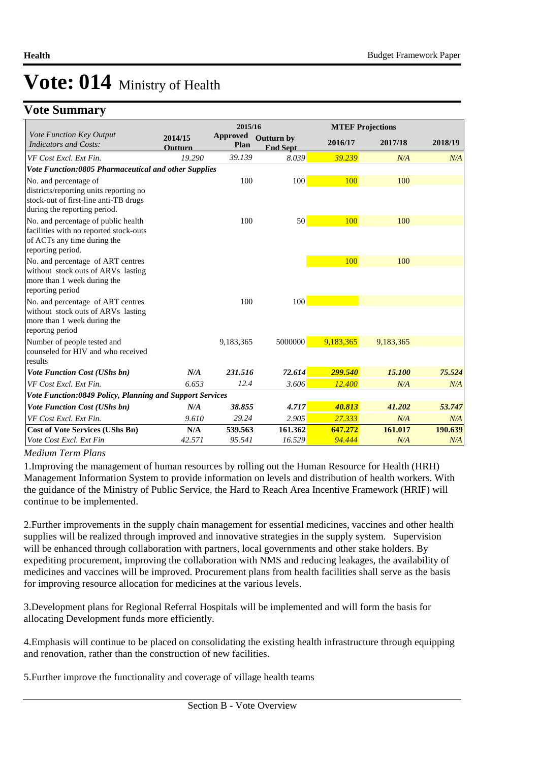# Vote: 014 Ministry of Health

## Vote Summary

| *Vote Function Key Output Indicators and Costs:* | 2014/15 Outturn | 2015/16 Approved Plan | 2015/16 Outturn by End Sept | MTEF Projections 2016/17 | 2017/18 | 2018/19 |
|---|---|---|---|---|---|---|
| *VF Cost Excl. Ext Fin.* | *19.290* | *39.139* | *8.039* | *39.239* | *N/A* | *N/A* |
| ***Vote Function:0805 Pharmaceutical and other Supplies*** | | | | | | |
| No. and percentage of districts/reporting units reporting no stock-out of first-line anti-TB drugs during the reporting period. | | 100 | 100 | 100 | 100 | |
| No. and percentage of public health facilities with no reported stock-outs of ACTs any time during the reporting period. | | 100 | 50 | 100 | 100 | |
| No. and percentage of ART centres without stock outs of ARVs lasting more than 1 week during the reporting period | | | | 100 | 100 | |
| No. and percentage of ART centres without stock outs of ARVs lasting more than 1 week during the reportng period | | 100 | 100 | | | |
| Number of people tested and counseled for HIV and who received results | | 9,183,365 | 5000000 | 9,183,365 | 9,183,365 | |
| ***Vote Function Cost (UShs bn)*** | ***N/A*** | ***231.516*** | ***72.614*** | ***299.540*** | ***15.100*** | ***75.524*** |
| *VF Cost Excl. Ext Fin.* | *6.653* | *12.4* | *3.606* | *12.400* | *N/A* | *N/A* |
| ***Vote Function:0849 Policy, Planning and Support Services*** | | | | | | |
| ***Vote Function Cost (UShs bn)*** | ***N/A*** | ***38.855*** | ***4.717*** | ***40.813*** | ***41.202*** | ***53.747*** |
| *VF Cost Excl. Ext Fin.* | *9.610* | *29.24* | *2.905* | *27.333* | *N/A* | *N/A* |
| **Cost of Vote Services (UShs Bn)** | **N/A** | **539.563** | **161.362** | **647.272** | **161.017** | **190.639** |
| *Vote Cost Excl. Ext Fin* | *42.571* | *95.541* | *16.529* | *94.444* | *N/A* | *N/A* |

*Medium Term Plans*

1.Improving the management of human resources by rolling out the Human Resource for Health (HRH) Management Information System to provide information on levels and distribution of health workers. With the guidance of the Ministry of Public Service, the Hard to Reach Area Incentive Framework (HRIF) will continue to be implemented.

2.Further improvements in the supply chain management for essential medicines, vaccines and other health supplies will be realized through improved and innovative strategies in the supply system. Supervision will be enhanced through collaboration with partners, local governments and other stake holders. By expediting procurement, improving the collaboration with NMS and reducing leakages, the availability of medicines and vaccines will be improved. Procurement plans from health facilities shall serve as the basis for improving resource allocation for medicines at the various levels.

3.Development plans for Regional Referral Hospitals will be implemented and will form the basis for allocating Development funds more efficiently.

4.Emphasis will continue to be placed on consolidating the existing health infrastructure through equipping and renovation, rather than the construction of new facilities.

5.Further improve the functionality and coverage of village health teams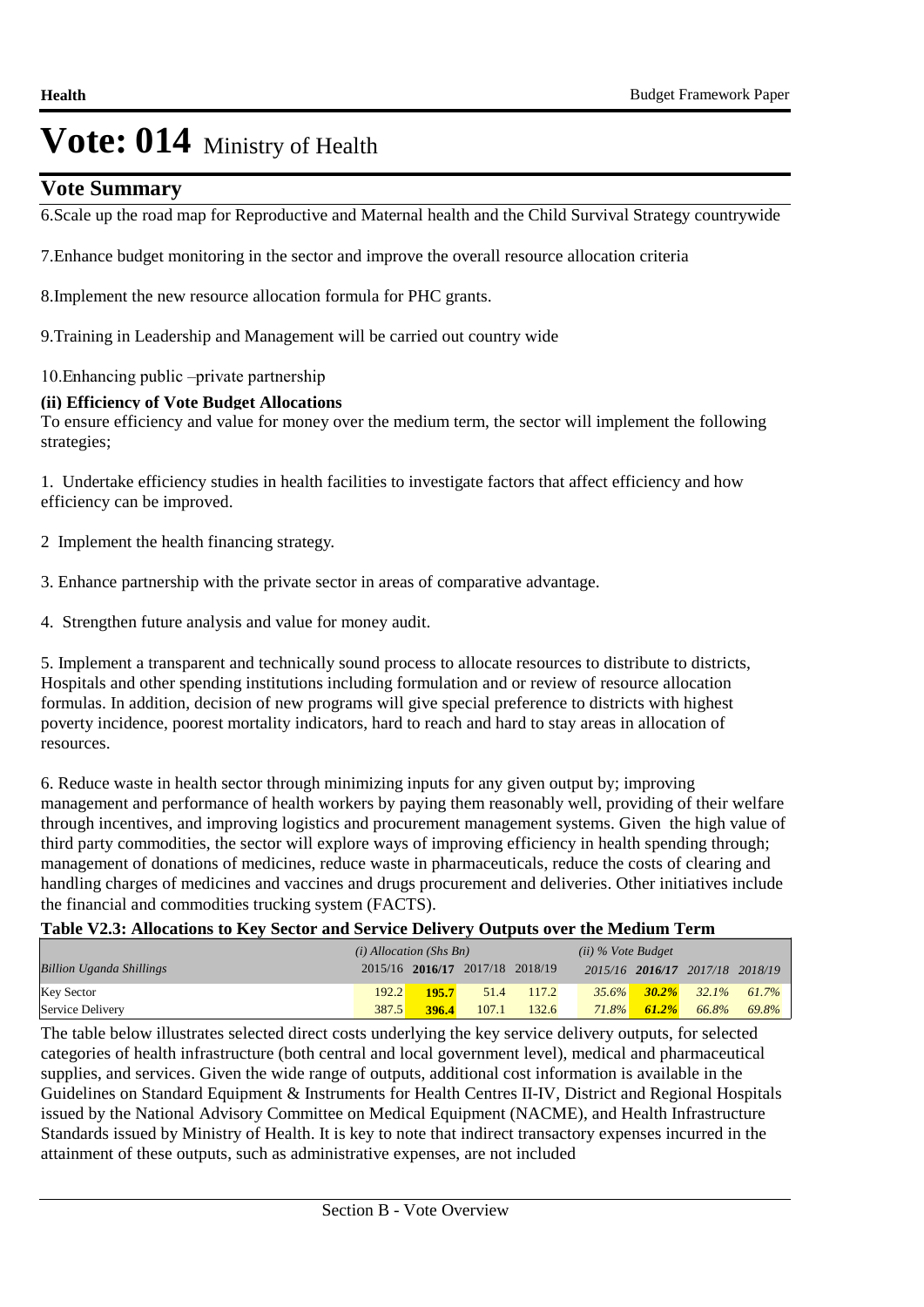# Vote: 014 Ministry of Health

## Vote Summary

6.Scale up the road map for Reproductive and Maternal health and the Child Survival Strategy countrywide

7.Enhance budget monitoring in the sector and improve the overall resource allocation criteria

8.Implement the new resource allocation formula for PHC grants.

9.Training in Leadership and Management will be carried out country wide

10.Enhancing public –private partnership

**(ii) Efficiency of Vote Budget Allocations**

To ensure efficiency and value for money over the medium term, the sector will implement the following strategies;

1. Undertake efficiency studies in health facilities to investigate factors that affect efficiency and how efficiency can be improved.

2 Implement the health financing strategy.

3. Enhance partnership with the private sector in areas of comparative advantage.

4. Strengthen future analysis and value for money audit.

5. Implement a transparent and technically sound process to allocate resources to distribute to districts, Hospitals and other spending institutions including formulation and or review of resource allocation formulas. In addition, decision of new programs will give special preference to districts with highest poverty incidence, poorest mortality indicators, hard to reach and hard to stay areas in allocation of resources.

6. Reduce waste in health sector through minimizing inputs for any given output by; improving management and performance of health workers by paying them reasonably well, providing of their welfare through incentives, and improving logistics and procurement management systems. Given the high value of third party commodities, the sector will explore ways of improving efficiency in health spending through; management of donations of medicines, reduce waste in pharmaceuticals, reduce the costs of clearing and handling charges of medicines and vaccines and drugs procurement and deliveries. Other initiatives include the financial and commodities trucking system (FACTS).

**Table V2.3: Allocations to Key Sector and Service Delivery Outputs over the Medium Term**

| | *(i) Allocation (Shs Bn)* | | | | *(ii) % Vote Budget* | | | |
|---|---|---|---|---|---|---|---|---|
| *Billion Uganda Shillings* | 2015/16 | **2016/17** | 2017/18 | 2018/19 | *2015/16* | ***2016/17*** | *2017/18* | *2018/19* |
| Key Sector | 192.2 | **195.7** | 51.4 | 117.2 | *35.6%* | ***30.2%*** | *32.1%* | *61.7%* |
| Service Delivery | 387.5 | **396.4** | 107.1 | 132.6 | *71.8%* | ***61.2%*** | *66.8%* | *69.8%* |

The table below illustrates selected direct costs underlying the key service delivery outputs, for selected categories of health infrastructure (both central and local government level), medical and pharmaceutical supplies, and services. Given the wide range of outputs, additional cost information is available in the Guidelines on Standard Equipment & Instruments for Health Centres II-IV, District and Regional Hospitals issued by the National Advisory Committee on Medical Equipment (NACME), and Health Infrastructure Standards issued by Ministry of Health. It is key to note that indirect transactory expenses incurred in the attainment of these outputs, such as administrative expenses, are not included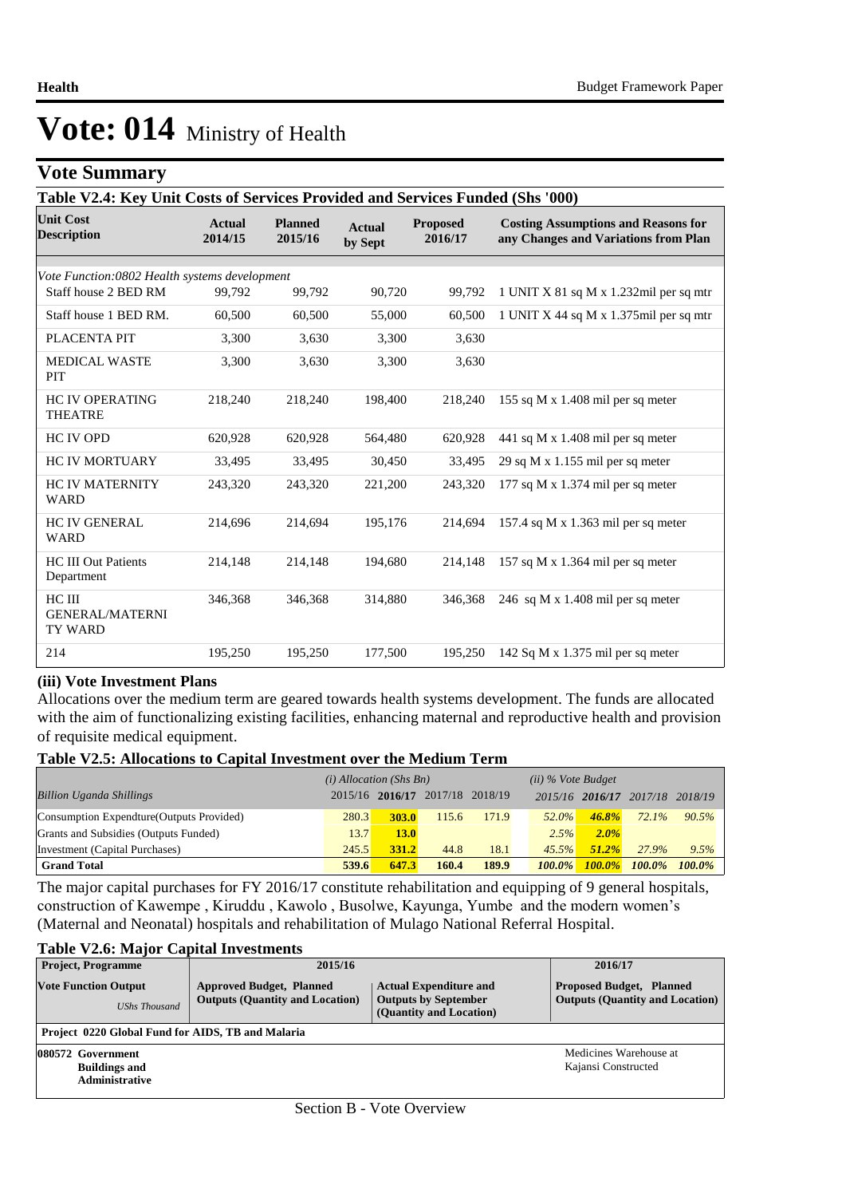# Vote: 014 Ministry of Health

## Vote Summary

### Table V2.4: Key Unit Costs of Services Provided and Services Funded (Shs '000)

| Unit Cost Description | Actual 2014/15 | Planned 2015/16 | Actual by Sept | Proposed 2016/17 | Costing Assumptions and Reasons for any Changes and Variations from Plan |
|---|---|---|---|---|---|
| *Vote Function:0802 Health systems development* | | | | | |
| Staff house 2 BED RM | 99,792 | 99,792 | 90,720 | 99,792 | 1 UNIT X 81 sq M x 1.232mil per sq mtr |
| Staff house 1 BED RM. | 60,500 | 60,500 | 55,000 | 60,500 | 1 UNIT X 44 sq M x 1.375mil per sq mtr |
| PLACENTA PIT | 3,300 | 3,630 | 3,300 | 3,630 | |
| MEDICAL WASTE PIT | 3,300 | 3,630 | 3,300 | 3,630 | |
| HC IV OPERATING THEATRE | 218,240 | 218,240 | 198,400 | 218,240 | 155 sq M x 1.408 mil per sq meter |
| HC IV OPD | 620,928 | 620,928 | 564,480 | 620,928 | 441 sq M x 1.408 mil per sq meter |
| HC IV MORTUARY | 33,495 | 33,495 | 30,450 | 33,495 | 29 sq M x 1.155 mil per sq meter |
| HC IV MATERNITY WARD | 243,320 | 243,320 | 221,200 | 243,320 | 177 sq M x 1.374 mil per sq meter |
| HC IV GENERAL WARD | 214,696 | 214,694 | 195,176 | 214,694 | 157.4 sq M x 1.363 mil per sq meter |
| HC III Out Patients Department | 214,148 | 214,148 | 194,680 | 214,148 | 157 sq M x 1.364 mil per sq meter |
| HC III GENERAL/MATERNITY WARD | 346,368 | 346,368 | 314,880 | 346,368 | 246 sq M x 1.408 mil per sq meter |
| 214 | 195,250 | 195,250 | 177,500 | 195,250 | 142 Sq M x 1.375 mil per sq meter |

**(iii) Vote Investment Plans**

Allocations over the medium term are geared towards health systems development. The funds are allocated with the aim of functionalizing existing facilities, enhancing maternal and reproductive health and provision of requisite medical equipment.

### Table V2.5: Allocations to Capital Investment over the Medium Term

| *Billion Uganda Shillings* | *(i) Allocation (Shs Bn)* 2015/16 | 2016/17 | 2017/18 | 2018/19 | *(ii) % Vote Budget* 2015/16 | 2016/17 | 2017/18 | 2018/19 |
|---|---|---|---|---|---|---|---|---|
| Consumption Expenditure(Outputs Provided) | 280.3 | **303.0** | 115.6 | 171.9 | *52.0%* | ***46.8%*** | *72.1%* | *90.5%* |
| Grants and Subsidies (Outputs Funded) | 13.7 | **13.0** | | | *2.5%* | ***2.0%*** | | |
| Investment (Capital Purchases) | 245.5 | **331.2** | 44.8 | 18.1 | *45.5%* | ***51.2%*** | *27.9%* | *9.5%* |
| **Grand Total** | **539.6** | **647.3** | **160.4** | **189.9** | ***100.0%*** | ***100.0%*** | ***100.0%*** | ***100.0%*** |

The major capital purchases for FY 2016/17 constitute rehabilitation and equipping of 9 general hospitals, construction of Kawempe , Kiruddu , Kawolo , Busolwe, Kayunga, Yumbe and the modern women's (Maternal and Neonatal) hospitals and rehabilitation of Mulago National Referral Hospital.

### Table V2.6: Major Capital Investments

| Project, Programme | 2015/16 | | 2016/17 |
|---|---|---|---|
| **Vote Function Output** *UShs Thousand* | **Approved Budget, Planned Outputs (Quantity and Location)** | **Actual Expenditure and Outputs by September (Quantity and Location)** | **Proposed Budget, Planned Outputs (Quantity and Location)** |
| **Project 0220 Global Fund for AIDS, TB and Malaria** | | | |
| **080572 Government Buildings and Administrative** | | | Medicines Warehouse at Kajansi Constructed |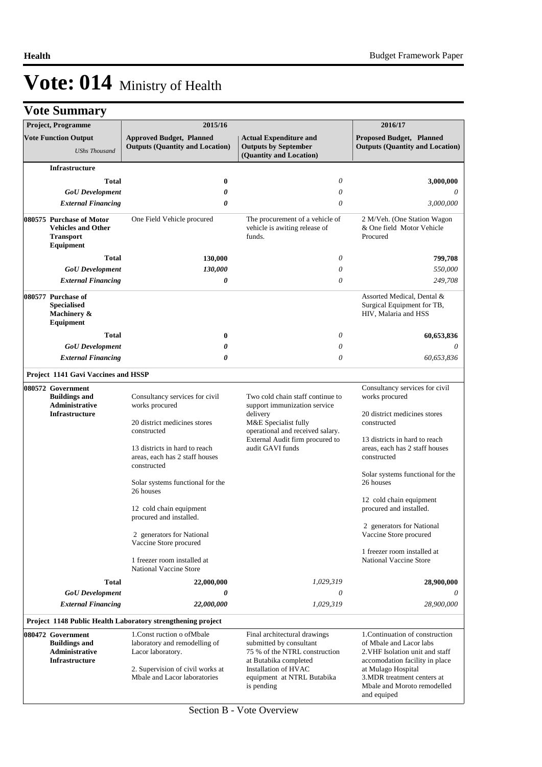# Vote: 014 Ministry of Health

## Vote Summary

| Project, Programme | 2015/16 | | 2016/17 |
|---|---|---|---|
| **Vote Function Output** *UShs Thousand* | **Approved Budget, Planned Outputs (Quantity and Location)** | **Actual Expenditure and Outputs by September (Quantity and Location)** | **Proposed Budget, Planned Outputs (Quantity and Location)** |
| **Infrastructure** | | | |
| **Total** | **0** | *0* | **3,000,000** |
| ***GoU Development*** | ***0*** | *0* | *0* |
| ***External Financing*** | ***0*** | *0* | *3,000,000* |
| **080575 Purchase of Motor Vehicles and Other Transport Equipment** | One Field Vehicle procured | The procurement of a vehicle of vehicle is awiting release of funds. | 2 M/Veh. (One Station Wagon & One field Motor Vehicle Procured |
| **Total** | **130,000** | *0* | **799,708** |
| ***GoU Development*** | ***130,000*** | *0* | *550,000* |
| ***External Financing*** | ***0*** | *0* | *249,708* |
| **080577 Purchase of Specialised Machinery & Equipment** | | | Assorted Medical, Dental & Surgical Equipment for TB, HIV, Malaria and HSS |
| **Total** | **0** | *0* | **60,653,836** |
| ***GoU Development*** | ***0*** | *0* | *0* |
| ***External Financing*** | ***0*** | *0* | *60,653,836* |
| **Project 1141 Gavi Vaccines and HSSP** | | | |
| **080572 Government Buildings and Administrative Infrastructure** | Consultancy services for civil works procured<br><br>20 district medicines stores constructed<br><br>13 districts in hard to reach areas, each has 2 staff houses constructed<br><br>Solar systems functional for the 26 houses<br><br>12 cold chain equipment procured and installed.<br><br>2 generators for National Vaccine Store procured<br><br>1 freezer room installed at National Vaccine Store | Two cold chain staff continue to support immunization service delivery<br>M&E Specialist fully operational and received salary.<br>External Audit firm procured to audit GAVI funds | Consultancy services for civil works procured<br><br>20 district medicines stores constructed<br><br>13 districts in hard to reach areas, each has 2 staff houses constructed<br><br>Solar systems functional for the 26 houses<br><br>12 cold chain equipment procured and installed.<br><br>2 generators for National Vaccine Store procured<br><br>1 freezer room installed at National Vaccine Store |
| **Total** | **22,000,000** | *1,029,319* | **28,900,000** |
| ***GoU Development*** | ***0*** | *0* | *0* |
| ***External Financing*** | ***22,000,000*** | *1,029,319* | *28,900,000* |
| **Project 1148 Public Health Laboratory strengthening project** | | | |
| **080472 Government Buildings and Administrative Infrastructure** | 1.Const ruction o ofMbale laboratory and remodelling of Lacor laboratory.<br><br>2. Supervision of civil works at Mbale and Lacor laboratories | Final architectural drawings submitted by consultant<br>75 % of the NTRL construction at Butabika completed<br>Installation of HVAC equipment at NTRL Butabika is pending | 1.Continuation of construction of Mbale and Lacor labs<br>2.VHF Isolation unit and staff accomodation facility in place at Mulago Hospital<br>3.MDR treatment centers at Mbale and Moroto remodelled and equiped |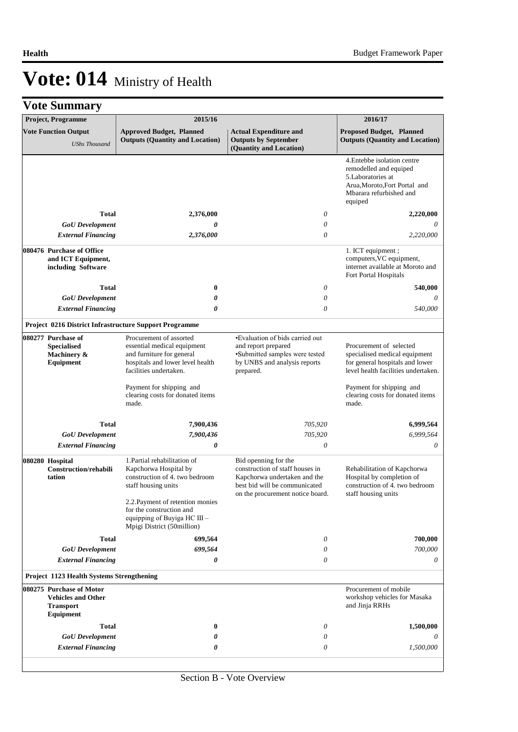# Vote: 014 Ministry of Health

## Vote Summary

| Project, Programme | 2015/16 | | 2016/17 |
|---|---|---|---|
| **Vote Function Output** *UShs Thousand* | **Approved Budget, Planned Outputs (Quantity and Location)** | **Actual Expenditure and Outputs by September (Quantity and Location)** | **Proposed Budget, Planned Outputs (Quantity and Location)** |
| | | | 4.Entebbe isolation centre remodelled and equiped<br>5.Laboratories at Arua,Moroto,Fort Portal and Mbarara refurbished and equiped |
| **Total** | **2,376,000** | *0* | **2,220,000** |
| ***GoU Development*** | ***0*** | *0* | *0* |
| ***External Financing*** | ***2,376,000*** | *0* | *2,220,000* |
| **080476 Purchase of Office and ICT Equipment, including Software** | | | 1. ICT equipment ; computers,VC equipment, internet available at Moroto and Fort Portal Hospitals |
| **Total** | **0** | *0* | **540,000** |
| ***GoU Development*** | ***0*** | *0* | *0* |
| ***External Financing*** | ***0*** | *0* | *540,000* |
| **Project 0216 District Infrastructure Support Programme** | | | |
| **080277 Purchase of Specialised Machinery & Equipment** | Procurement of assorted essential medical equipment and furniture for general hospitals and lower level health facilities undertaken.<br><br>Payment for shipping and clearing costs for donated items made. | •Evaluation of bids carried out and report prepared<br>•Submitted samples were tested by UNBS and analysis reports prepared. | Procurement of selected specialised medical equipment for general hospitals and lower level health facilities undertaken.<br><br>Payment for shipping and clearing costs for donated items made. |
| **Total** | **7,900,436** | *705,920* | **6,999,564** |
| ***GoU Development*** | ***7,900,436*** | *705,920* | *6,999,564* |
| ***External Financing*** | ***0*** | *0* | *0* |
| **080280 Hospital Construction/rehabilitation** | 1.Partial rehabilitation of Kapchorwa Hospital by construction of 4. two bedroom staff housing units<br><br>2.2.Payment of retention monies for the construction and equipping of Buyiga HC III – Mpigi District (50million) | Bid openning for the construction of staff houses in Kapchorwa undertaken and the best bid will be communicated on the procurement notice board. | Rehabilitation of Kapchorwa Hospital by completion of construction of 4. two bedroom staff housing units |
| **Total** | **699,564** | *0* | **700,000** |
| ***GoU Development*** | ***699,564*** | *0* | *700,000* |
| ***External Financing*** | ***0*** | *0* | *0* |
| **Project 1123 Health Systems Strengthening** | | | |
| **080275 Purchase of Motor Vehicles and Other Transport Equipment** | | | Procurement of mobile workshop vehicles for Masaka and Jinja RRHs |
| **Total** | **0** | *0* | **1,500,000** |
| ***GoU Development*** | ***0*** | *0* | *0* |
| ***External Financing*** | ***0*** | *0* | *1,500,000* |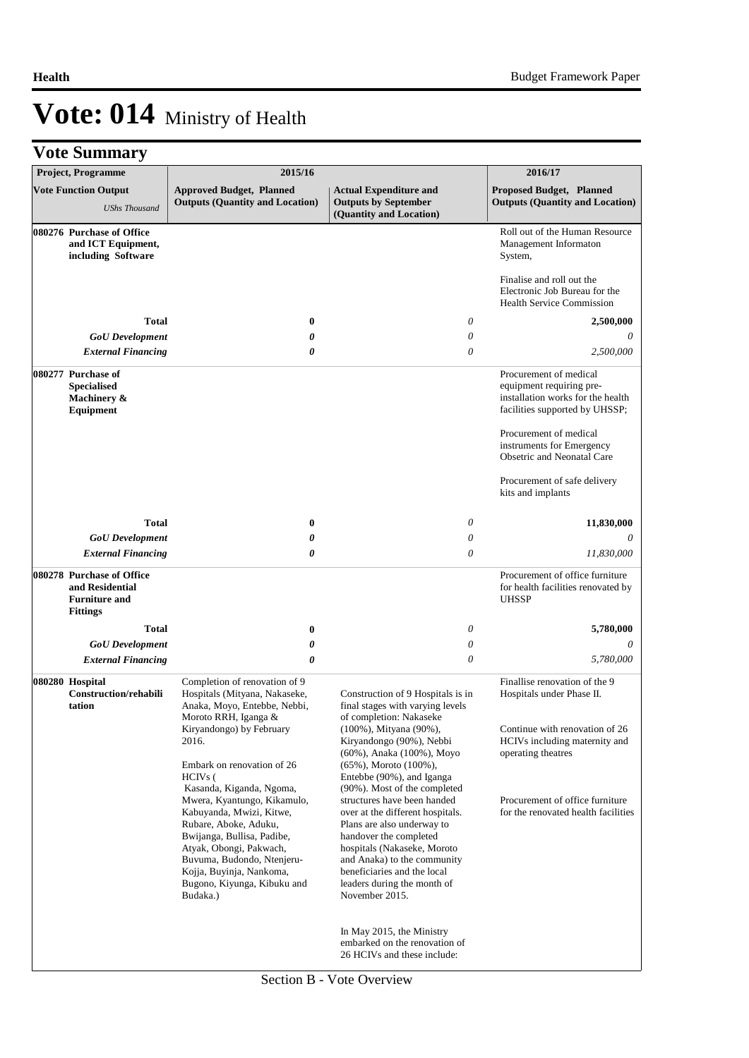# Vote: 014 Ministry of Health

## Vote Summary

| Project, Programme | 2015/16 | | 2016/17 |
|---|---|---|---|
| **Vote Function Output** *UShs Thousand* | **Approved Budget, Planned Outputs (Quantity and Location)** | **Actual Expenditure and Outputs by September (Quantity and Location)** | **Proposed Budget, Planned Outputs (Quantity and Location)** |
| **080276 Purchase of Office and ICT Equipment, including Software** | | | Roll out of the Human Resource Management Informaton System,<br><br>Finalise and roll out the Electronic Job Bureau for the Health Service Commission |
| **Total** | **0** | *0* | **2,500,000** |
| ***GoU Development*** | ***0*** | *0* | *0* |
| ***External Financing*** | ***0*** | *0* | *2,500,000* |
| **080277 Purchase of Specialised Machinery & Equipment** | | | Procurement of medical equipment requiring pre-installation works for the health facilities supported by UHSSP;<br><br>Procurement of medical instruments for Emergency Obsetric and Neonatal Care<br><br>Procurement of safe delivery kits and implants |
| **Total** | **0** | *0* | **11,830,000** |
| ***GoU Development*** | ***0*** | *0* | *0* |
| ***External Financing*** | ***0*** | *0* | *11,830,000* |
| **080278 Purchase of Office and Residential Furniture and Fittings** | | | Procurement of office furniture for health facilities renovated by UHSSP |
| **Total** | **0** | *0* | **5,780,000** |
| ***GoU Development*** | ***0*** | *0* | *0* |
| ***External Financing*** | ***0*** | *0* | *5,780,000* |
| **080280 Hospital Construction/rehabilitation** | Completion of renovation of 9 Hospitals (Mityana, Nakaseke, Anaka, Moyo, Entebbe, Nebbi, Moroto RRH, Iganga & Kiryandongo) by February 2016.<br><br>Embark on renovation of 26 HCIVs ( Kasanda, Kiganda, Ngoma, Mwera, Kyantungo, Kikamulo, Kabuyanda, Mwizi, Kitwe, Rubare, Aboke, Aduku, Bwijanga, Bullisa, Padibe, Atyak, Obongi, Pakwach, Buvuma, Budondo, Ntenjeru-Kojja, Buyinja, Nankoma, Bugono, Kiyunga, Kibuku and Budaka.) | Construction of 9 Hospitals is in final stages with varying levels of completion: Nakaseke (100%), Mityana (90%), Kiryandongo (90%), Nebbi (60%), Anaka (100%), Moyo (65%), Moroto (100%), Entebbe (90%), and Iganga (90%). Most of the completed structures have been handed over at the different hospitals. Plans are also underway to handover the completed hospitals (Nakaseke, Moroto and Anaka) to the community beneficiaries and the local leaders during the month of November 2015.<br><br>In May 2015, the Ministry embarked on the renovation of 26 HCIVs and these include: | Finallise renovation of the 9 Hospitals under Phase II.<br><br>Continue with renovation of 26 HCIVs including maternity and operating theatres<br><br>Procurement of office furniture for the renovated health facilities |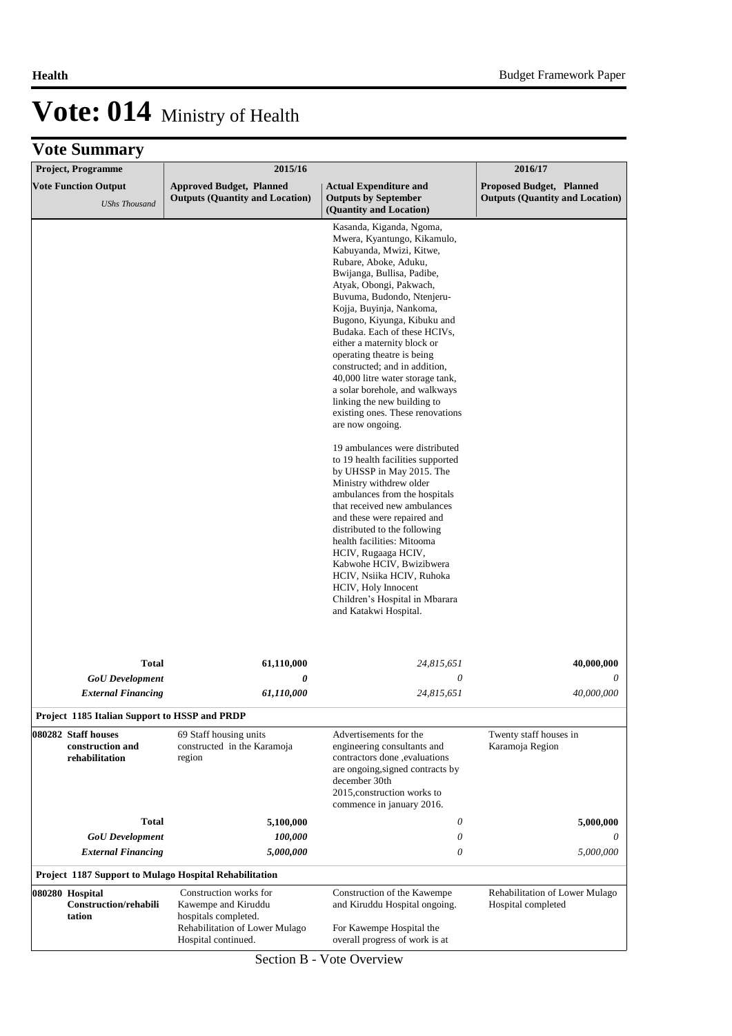# Vote: 014 Ministry of Health

## Vote Summary

| Project, Programme<br>Vote Function Output<br>*UShs Thousand* | 2015/16<br>Approved Budget, Planned Outputs (Quantity and Location) | <br>Actual Expenditure and Outputs by September (Quantity and Location) | 2016/17<br>Proposed Budget, Planned Outputs (Quantity and Location) |
|---|---|---|---|
| | | Kasanda, Kiganda, Ngoma, Mwera, Kyantungo, Kikamulo, Kabuyanda, Mwizi, Kitwe, Rubare, Aboke, Aduku, Bwijanga, Bullisa, Padibe, Atyak, Obongi, Pakwach, Buvuma, Budondo, Ntenjeru-Kojja, Buyinja, Nankoma, Bugono, Kiyunga, Kibuku and Budaka. Each of these HCIVs, either a maternity block or operating theatre is being constructed; and in addition, 40,000 litre water storage tank, a solar borehole, and walkways linking the new building to existing ones. These renovations are now ongoing.<br><br>19 ambulances were distributed to 19 health facilities supported by UHSSP in May 2015. The Ministry withdrew older ambulances from the hospitals that received new ambulances and these were repaired and distributed to the following health facilities: Mitooma HCIV, Rugaaga HCIV, Kabwohe HCIV, Bwizibwera HCIV, Nsiika HCIV, Ruhoka HCIV, Holy Innocent Children's Hospital in Mbarara and Katakwi Hospital. | |
| **Total** | **61,110,000** | *24,815,651* | **40,000,000** |
| ***GoU Development*** | ***0*** | *0* | *0* |
| ***External Financing*** | ***61,110,000*** | *24,815,651* | *40,000,000* |
| **Project 1185 Italian Support to HSSP and PRDP** | | | |
| **080282 Staff houses construction and rehabilitation** | 69 Staff housing units constructed in the Karamoja region | Advertisements for the engineering consultants and contractors done ,evaluations are ongoing,signed contracts by december 30th 2015,construction works to commence in january 2016. | Twenty staff houses in Karamoja Region |
| **Total** | **5,100,000** | *0* | **5,000,000** |
| ***GoU Development*** | ***100,000*** | *0* | *0* |
| ***External Financing*** | ***5,000,000*** | *0* | *5,000,000* |
| **Project 1187 Support to Mulago Hospital Rehabilitation** | | | |
| **080280 Hospital Construction/rehabilitation** | Construction works for Kawempe and Kiruddu hospitals completed.<br>Rehabilitation of Lower Mulago Hospital continued. | Construction of the Kawempe and Kiruddu Hospital ongoing.<br><br>For Kawempe Hospital the overall progress of work is at | Rehabilitation of Lower Mulago Hospital completed |

Section B - Vote Overview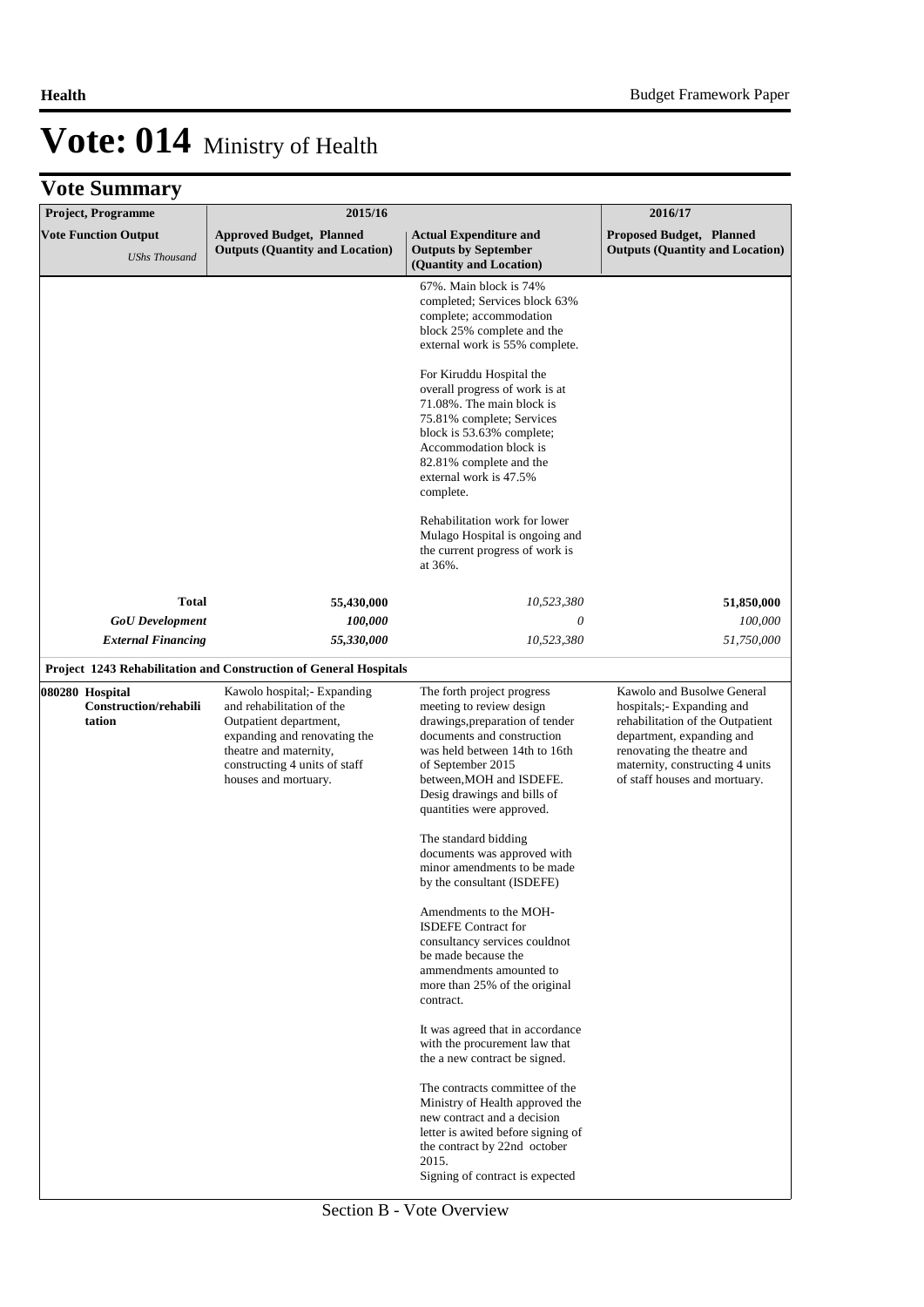# Vote: 014 Ministry of Health

## Vote Summary

| Project, Programme | 2015/16 | | 2016/17 |
|---|---|---|---|
| **Vote Function Output** *UShs Thousand* | **Approved Budget, Planned Outputs (Quantity and Location)** | **Actual Expenditure and Outputs by September (Quantity and Location)** | **Proposed Budget, Planned Outputs (Quantity and Location)** |
| | | 67%. Main block is 74% completed; Services block 63% complete; accommodation block 25% complete and the external work is 55% complete.<br><br>For Kiruddu Hospital the overall progress of work is at 71.08%. The main block is 75.81% complete; Services block is 53.63% complete; Accommodation block is 82.81% complete and the external work is 47.5% complete.<br><br>Rehabilitation work for lower Mulago Hospital is ongoing and the current progress of work is at 36%. | |
| **Total** | **55,430,000** | *10,523,380* | **51,850,000** |
| ***GoU Development*** | ***100,000*** | *0* | *100,000* |
| ***External Financing*** | ***55,330,000*** | *10,523,380* | *51,750,000* |
| **Project 1243 Rehabilitation and Construction of General Hospitals** | | | |
| **080280 Hospital Construction/rehabilitation** | Kawolo hospital;- Expanding and rehabilitation of the Outpatient department, expanding and renovating the theatre and maternity, constructing 4 units of staff houses and mortuary. | The forth project progress meeting to review design drawings,preparation of tender documents and construction was held between 14th to 16th of September 2015 between,MOH and ISDEFE. Desig drawings and bills of quantities were approved.<br><br>The standard bidding documents was approved with minor amendments to be made by the consultant (ISDEFE)<br><br>Amendments to the MOH-ISDEFE Contract for consultancy services couldnot be made because the ammendments amounted to more than 25% of the original contract.<br><br>It was agreed that in accordance with the procurement law that the a new contract be signed.<br><br>The contracts committee of the Ministry of Health approved the new contract and a decision letter is awited before signing of the contract by 22nd october 2015.<br>Signing of contract is expected | Kawolo and Busolwe General hospitals;- Expanding and rehabilitation of the Outpatient department, expanding and renovating the theatre and maternity, constructing 4 units of staff houses and mortuary. |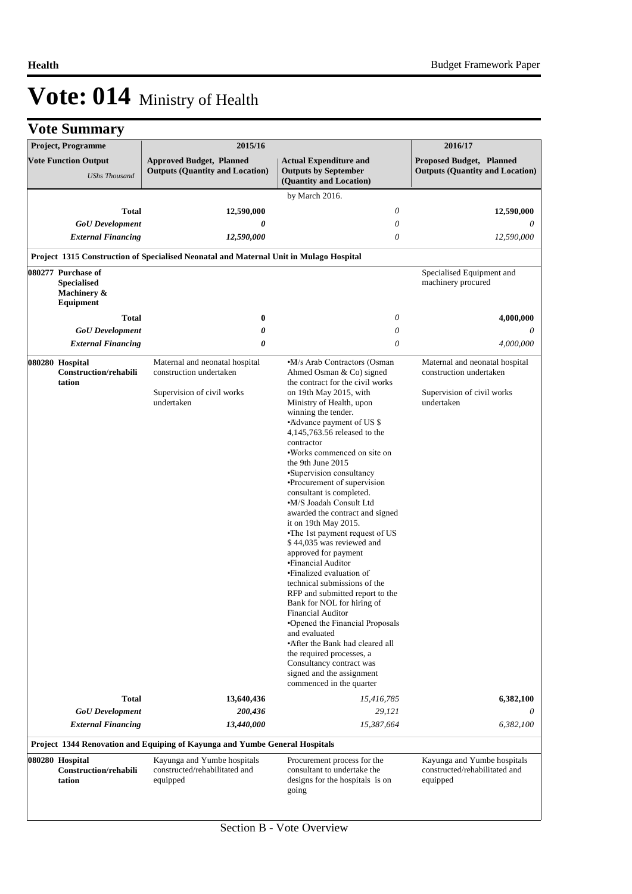# Vote: 014 Ministry of Health

## Vote Summary

| Project, Programme<br>Vote Function Output<br>*UShs Thousand* | 2015/16<br>Approved Budget, Planned Outputs (Quantity and Location) | Actual Expenditure and Outputs by September (Quantity and Location) | 2016/17<br>Proposed Budget, Planned Outputs (Quantity and Location) |
|---|---|---|---|
| | | by March 2016. | |
| **Total** | **12,590,000** | *0* | **12,590,000** |
| ***GoU Development*** | ***0*** | *0* | *0* |
| ***External Financing*** | ***12,590,000*** | *0* | *12,590,000* |
| **Project 1315 Construction of Specialised Neonatal and Maternal Unit in Mulago Hospital** | | | |
| **080277 Purchase of Specialised Machinery & Equipment** | | | Specialised Equipment and machinery procured |
| **Total** | **0** | *0* | **4,000,000** |
| ***GoU Development*** | ***0*** | *0* | *0* |
| ***External Financing*** | ***0*** | *0* | *4,000,000* |
| **080280 Hospital Construction/rehabilitation** | Maternal and neonatal hospital construction undertaken<br><br>Supervision of civil works undertaken | •M/s Arab Contractors (Osman Ahmed Osman & Co) signed the contract for the civil works on 19th May 2015, with Ministry of Health, upon winning the tender.<br>•Advance payment of US $ 4,145,763.56 released to the contractor<br>•Works commenced on site on the 9th June 2015<br>•Supervision consultancy<br>•Procurement of supervision consultant is completed.<br>•M/S Joadah Consult Ltd awarded the contract and signed it on 19th May 2015.<br>•The 1st payment request of US $ 44,035 was reviewed and approved for payment<br>•Financial Auditor<br>•Finalized evaluation of technical submissions of the RFP and submitted report to the Bank for NOL for hiring of Financial Auditor<br>•Opened the Financial Proposals and evaluated<br>•After the Bank had cleared all the required processes, a Consultancy contract was signed and the assignment commenced in the quarter | Maternal and neonatal hospital construction undertaken<br><br>Supervision of civil works undertaken |
| **Total** | **13,640,436** | *15,416,785* | **6,382,100** |
| ***GoU Development*** | ***200,436*** | *29,121* | *0* |
| ***External Financing*** | ***13,440,000*** | *15,387,664* | *6,382,100* |
| **Project 1344 Renovation and Equiping of Kayunga and Yumbe General Hospitals** | | | |
| **080280 Hospital Construction/rehabilitation** | Kayunga and Yumbe hospitals constructed/rehabilitated and equipped | Procurement process for the consultant to undertake the designs for the hospitals is on going | Kayunga and Yumbe hospitals constructed/rehabilitated and equipped |

Section B - Vote Overview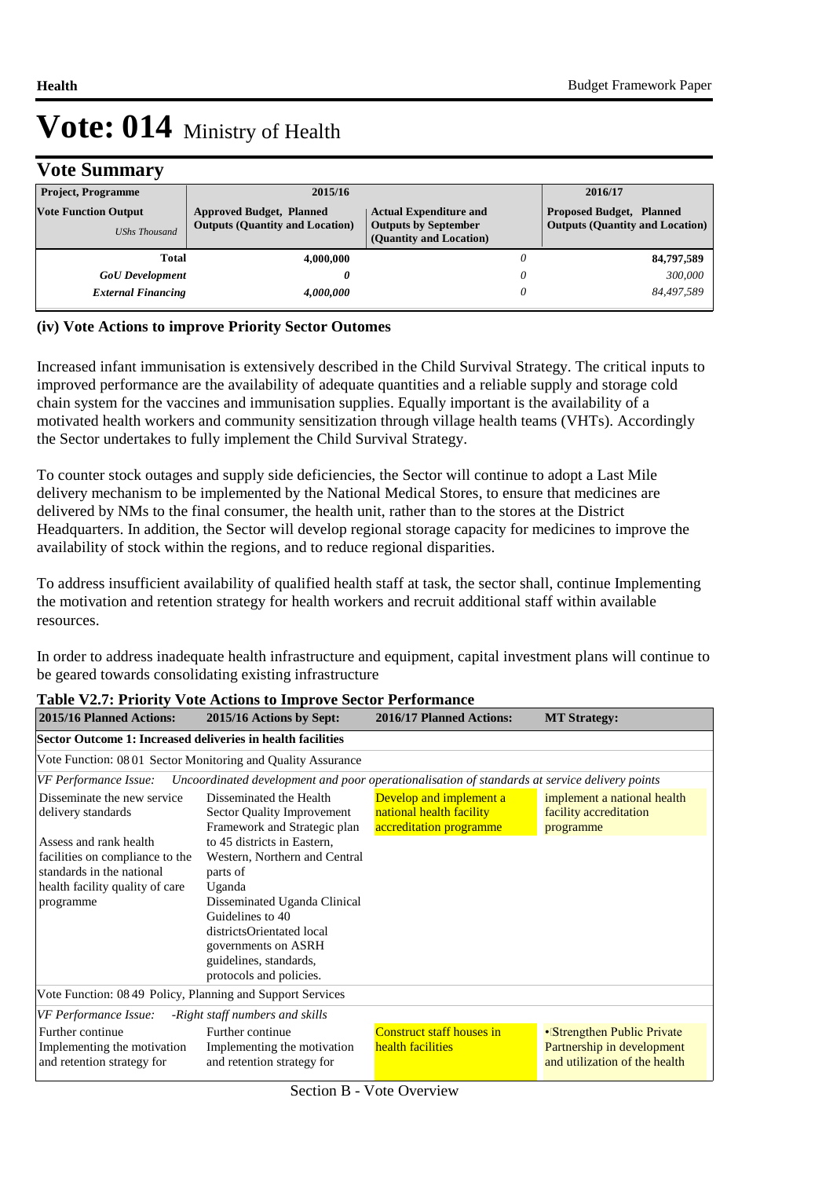# Vote: 014 Ministry of Health

## Vote Summary

| Project, Programme | 2015/16 | | 2016/17 |
|---|---|---|---|
| **Vote Function Output** *UShs Thousand* | **Approved Budget, Planned Outputs (Quantity and Location)** | **Actual Expenditure and Outputs by September (Quantity and Location)** | **Proposed Budget, Planned Outputs (Quantity and Location)** |
| **Total** | **4,000,000** | *0* | **84,797,589** |
| ***GoU Development*** | ***0*** | *0* | *300,000* |
| ***External Financing*** | ***4,000,000*** | *0* | *84,497,589* |

### (iv) Vote Actions to improve Priority Sector Outomes

Increased infant immunisation is extensively described in the Child Survival Strategy. The critical inputs to improved performance are the availability of adequate quantities and a reliable supply and storage cold chain system for the vaccines and immunisation supplies. Equally important is the availability of a motivated health workers and community sensitization through village health teams (VHTs). Accordingly the Sector undertakes to fully implement the Child Survival Strategy.

To counter stock outages and supply side deficiencies, the Sector will continue to adopt a Last Mile delivery mechanism to be implemented by the National Medical Stores, to ensure that medicines are delivered by NMs to the final consumer, the health unit, rather than to the stores at the District Headquarters. In addition, the Sector will develop regional storage capacity for medicines to improve the availability of stock within the regions, and to reduce regional disparities.

To address insufficient availability of qualified health staff at task, the sector shall, continue Implementing the motivation and retention strategy for health workers and recruit additional staff within available resources.

In order to address inadequate health infrastructure and equipment, capital investment plans will continue to be geared towards consolidating existing infrastructure

**Table V2.7: Priority Vote Actions to Improve Sector Performance**

| 2015/16 Planned Actions: | 2015/16 Actions by Sept: | 2016/17 Planned Actions: | MT Strategy: |
|---|---|---|---|
| **Sector Outcome 1: Increased deliveries in health facilities** | | | |
| Vote Function: 08 01 Sector Monitoring and Quality Assurance | | | |
| *VF Performance Issue:* *Uncoordinated development and poor operationalisation of standards at service delivery points* | | | |
| Disseminate the new service delivery standards<br><br>Assess and rank health facilities on compliance to the standards in the national health facility quality of care programme | Disseminated the Health Sector Quality Improvement Framework and Strategic plan to 45 districts in Eastern, Western, Northern and Central parts of Uganda<br>Disseminated Uganda Clinical Guidelines to 40 districtsOrientated local governments on ASRH guidelines, standards, protocols and policies. | Develop and implement a national health facility accreditation programme | implement a national health facility accreditation programme |
| Vote Function: 08 49 Policy, Planning and Support Services | | | |
| *VF Performance Issue:* *-Right staff numbers and skills* | | | |
| Further continue Implementing the motivation and retention strategy for | Further continue Implementing the motivation and retention strategy for | Construct staff houses in health facilities | •Strengthen Public Private Partnership in development and utilization of the health |

Section B - Vote Overview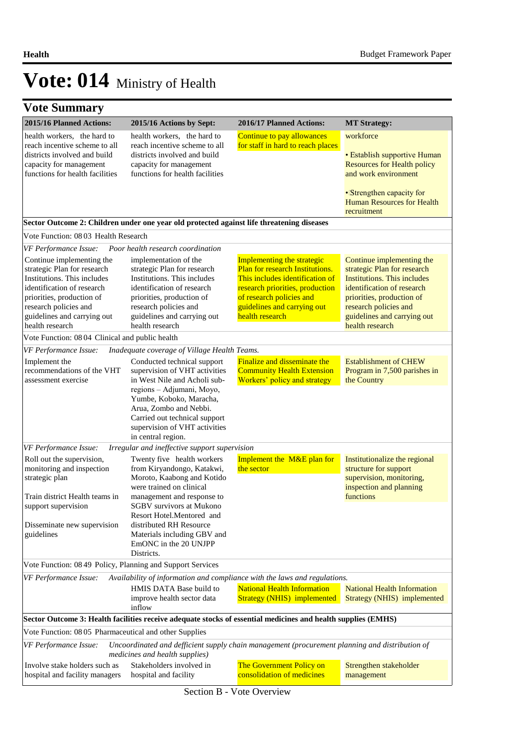# Vote: 014 Ministry of Health

## Vote Summary

| 2015/16 Planned Actions: | 2015/16 Actions by Sept: | 2016/17 Planned Actions: | MT Strategy: |
|---|---|---|---|
| health workers, the hard to reach incentive scheme to all districts involved and build capacity for management functions for health facilities | health workers, the hard to reach incentive scheme to all districts involved and build capacity for management functions for health facilities | Continue to pay allowances for staff in hard to reach places | workforce<br><br>• Establish supportive Human Resources for Health policy and work environment<br><br>• Strengthen capacity for Human Resources for Health recruitment |
| **Sector Outcome 2: Children under one year old protected against life threatening diseases** | | | |
| Vote Function: 08 03 Health Research | | | |
| *VF Performance Issue: Poor health research coordination* | | | |
| Continue implementing the strategic Plan for research Institutions. This includes identification of research priorities, production of research policies and guidelines and carrying out health research | implementation of the strategic Plan for research Institutions. This includes identification of research priorities, production of research policies and guidelines and carrying out health research | Implementing the strategic Plan for research Institutions. This includes identification of research priorities, production of research policies and guidelines and carrying out health research | Continue implementing the strategic Plan for research Institutions. This includes identification of research priorities, production of research policies and guidelines and carrying out health research |
| Vote Function: 08 04 Clinical and public health | | | |
| *VF Performance Issue: Inadequate coverage of Village Health Teams.* | | | |
| Implement the recommendations of the VHT assessment exercise | Conducted technical support supervision of VHT activities in West Nile and Acholi sub-regions – Adjumani, Moyo, Yumbe, Koboko, Maracha, Arua, Zombo and Nebbi. Carried out technical support supervision of VHT activities in central region. | Finalize and disseminate the Community Health Extension Workers' policy and strategy | Establishment of CHEW Program in 7,500 parishes in the Country |
| *VF Performance Issue: Irregular and ineffective support supervision* | | | |
| Roll out the supervision, monitoring and inspection strategic plan<br><br>Train district Health teams in support supervision<br><br>Disseminate new supervision guidelines | Twenty five health workers from Kiryandongo, Katakwi, Moroto, Kaabong and Kotido were trained on clinical management and response to SGBV survivors at Mukono Resort Hotel.Mentored and distributed RH Resource Materials including GBV and EmONC in the 20 UNJPP Districts. | Implement the M&E plan for the sector | Institutionalize the regional structure for support supervision, monitoring, inspection and planning functions |
| Vote Function: 08 49 Policy, Planning and Support Services | | | |
| *VF Performance Issue: Availability of information and compliance with the laws and regulations.* | | | |
| | HMIS DATA Base build to improve health sector data inflow | National Health Information Strategy (NHIS) implemented | National Health Information Strategy (NHIS) implemented |
| **Sector Outcome 3: Health facilities receive adequate stocks of essential medicines and health supplies (EMHS)** | | | |
| Vote Function: 08 05 Pharmaceutical and other Supplies | | | |
| *VF Performance Issue: Uncoordinated and defficient supply chain management (procurement planning and distribution of medicines and health supplies)* | | | |
| Involve stake holders such as hospital and facility managers | Stakeholders involved in hospital and facility | The Government Policy on consolidation of medicines | Strengthen stakeholder management |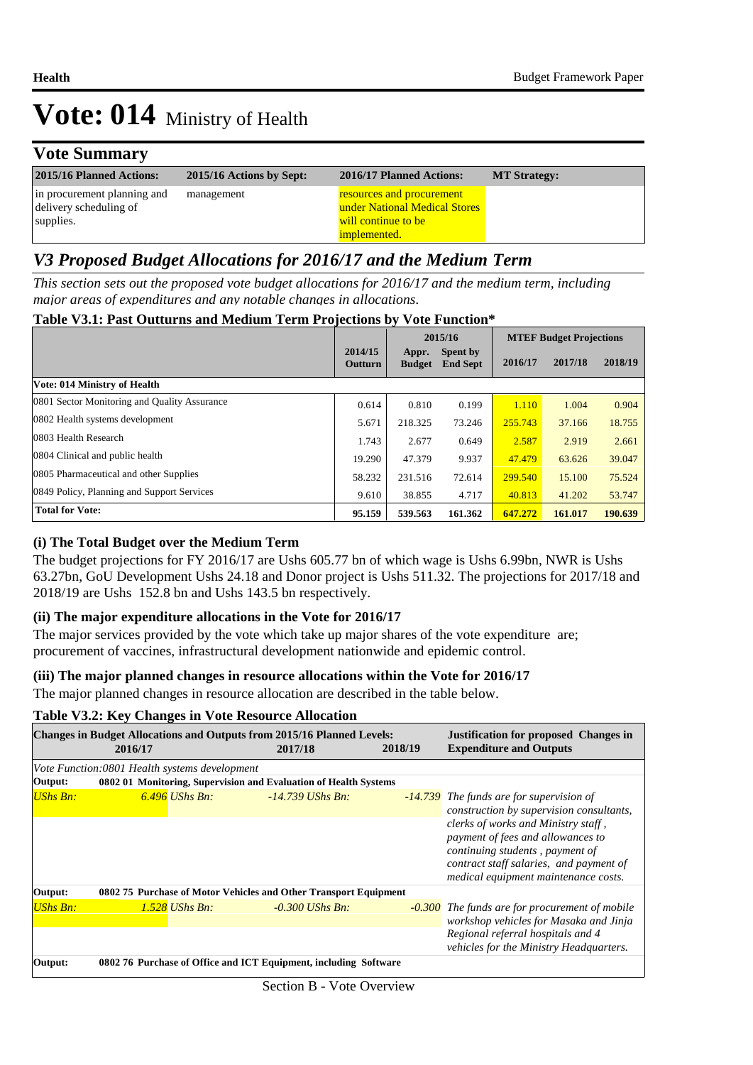# Vote: 014 Ministry of Health

## Vote Summary

| 2015/16 Planned Actions: | 2015/16 Actions by Sept: | 2016/17 Planned Actions: | MT Strategy: |
|---|---|---|---|
| in procurement planning and delivery scheduling of supplies. | management | resources and procurement under National Medical Stores will continue to be implemented. | |

## V3 Proposed Budget Allocations for 2016/17 and the Medium Term

*This section sets out the proposed vote budget allocations for 2016/17 and the medium term, including major areas of expenditures and any notable changes in allocations.*

### Table V3.1: Past Outturns and Medium Term Projections by Vote Function*

| | 2014/15 | 2015/16 | | MTEF Budget Projections | | |
|---|---|---|---|---|---|---|
| | Outturn | Appr. Budget | Spent by End Sept | 2016/17 | 2017/18 | 2018/19 |
| **Vote: 014 Ministry of Health** | | | | | | |
| 0801 Sector Monitoring and Quality Assurance | 0.614 | 0.810 | 0.199 | 1.110 | 1.004 | 0.904 |
| 0802 Health systems development | 5.671 | 218.325 | 73.246 | 255.743 | 37.166 | 18.755 |
| 0803 Health Research | 1.743 | 2.677 | 0.649 | 2.587 | 2.919 | 2.661 |
| 0804 Clinical and public health | 19.290 | 47.379 | 9.937 | 47.479 | 63.626 | 39.047 |
| 0805 Pharmaceutical and other Supplies | 58.232 | 231.516 | 72.614 | 299.540 | 15.100 | 75.524 |
| 0849 Policy, Planning and Support Services | 9.610 | 38.855 | 4.717 | 40.813 | 41.202 | 53.747 |
| **Total for Vote:** | **95.159** | **539.563** | **161.362** | **647.272** | **161.017** | **190.639** |

### (i) The Total Budget over the Medium Term

The budget projections for FY 2016/17 are Ushs 605.77 bn of which wage is Ushs 6.99bn, NWR is Ushs 63.27bn, GoU Development Ushs 24.18 and Donor project is Ushs 511.32. The projections for 2017/18 and 2018/19 are Ushs 152.8 bn and Ushs 143.5 bn respectively.

### (ii) The major expenditure allocations in the Vote for 2016/17

The major services provided by the vote which take up major shares of the vote expenditure are; procurement of vaccines, infrastructural development nationwide and epidemic control.

### (iii) The major planned changes in resource allocations within the Vote for 2016/17

The major planned changes in resource allocation are described in the table below.

### Table V3.2: Key Changes in Vote Resource Allocation

| Changes in Budget Allocations and Outputs from 2015/16 Planned Levels: 2016/17 | 2017/18 | 2018/19 | Justification for proposed Changes in Expenditure and Outputs |
|---|---|---|---|
| *Vote Function:0802 Health systems development* | | | |
| **Output: 0802 01 Monitoring, Supervision and Evaluation of Health Systems** | | | |
| *UShs Bn: 6.496* | *UShs Bn: -14.739* | *UShs Bn: -14.739* | *The funds are for supervision of construction by supervision consultants, clerks of works and Ministry staff , payment of fees and allowances to continuing students , payment of contract staff salaries, and payment of medical equipment maintenance costs.* |
| **Output: 0802 75 Purchase of Motor Vehicles and Other Transport Equipment** | | | |
| *UShs Bn: 1.528* | *UShs Bn: -0.300* | *UShs Bn: -0.300* | *The funds are for procurement of mobile workshop vehicles for Masaka and Jinja Regional referral hospitals and 4 vehicles for the Ministry Headquarters.* |
| **Output: 0802 76 Purchase of Office and ICT Equipment, including Software** | | | |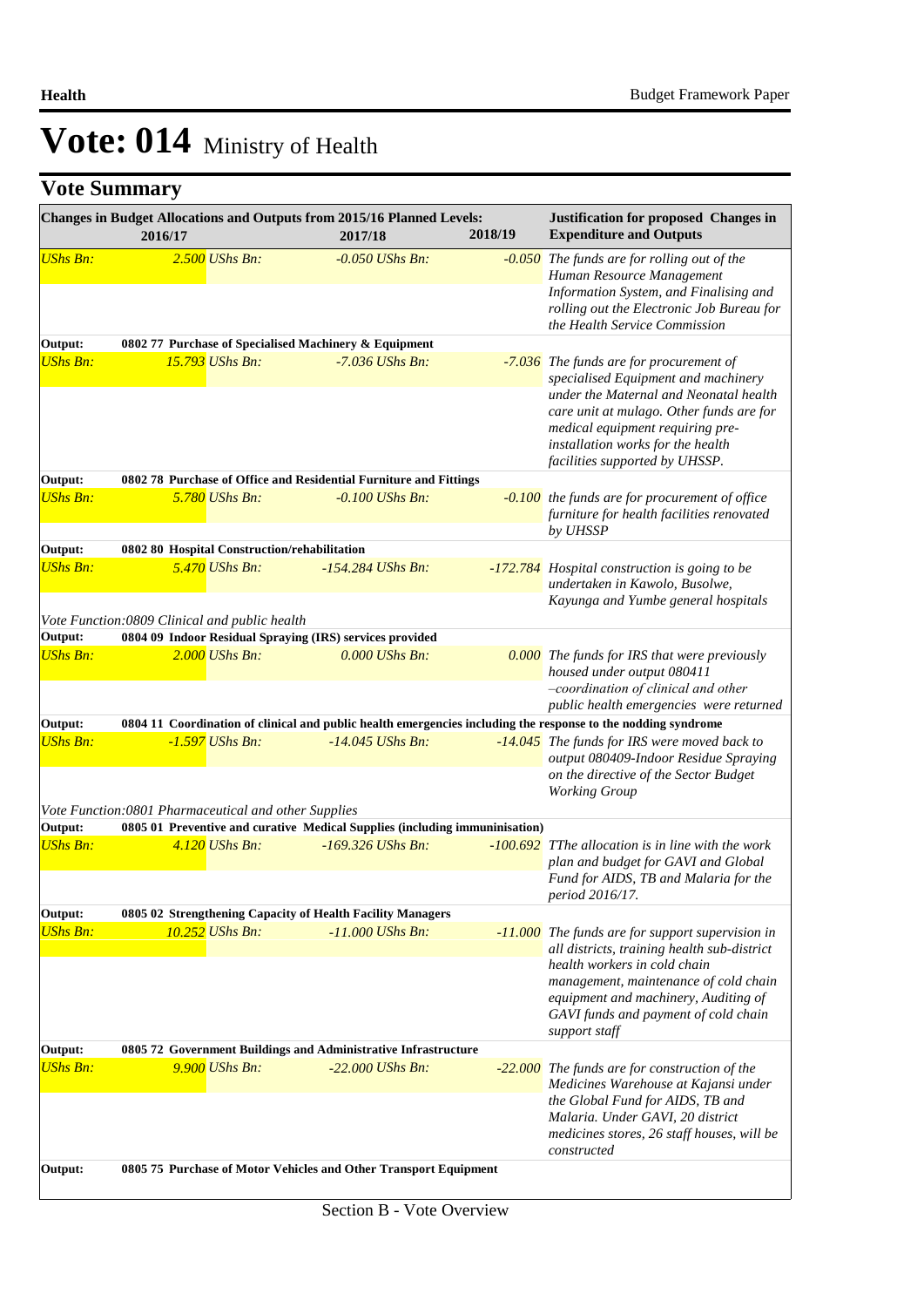# Vote: 014 Ministry of Health

## Vote Summary

| Changes in Budget Allocations and Outputs from 2015/16 Planned Levels: 2016/17 | 2017/18 | 2018/19 | Justification for proposed Changes in Expenditure and Outputs |
|---|---|---|---|
| *UShs Bn: 2.500* | *UShs Bn: -0.050* | *UShs Bn: -0.050* | *The funds are for rolling out of the Human Resource Management Information System, and Finalising and rolling out the Electronic Job Bureau for the Health Service Commission* |
| **Output: 0802 77 Purchase of Specialised Machinery & Equipment** | | | |
| *UShs Bn: 15.793* | *UShs Bn: -7.036* | *UShs Bn: -7.036* | *The funds are for procurement of specialised Equipment and machinery under the Maternal and Neonatal health care unit at mulago. Other funds are for medical equipment requiring pre-installation works for the health facilities supported by UHSSP.* |
| **Output: 0802 78 Purchase of Office and Residential Furniture and Fittings** | | | |
| *UShs Bn: 5.780* | *UShs Bn: -0.100* | *UShs Bn: -0.100* | *the funds are for procurement of office furniture for health facilities renovated by UHSSP* |
| **Output: 0802 80 Hospital Construction/rehabilitation** | | | |
| *UShs Bn: 5.470* | *UShs Bn: -154.284* | *UShs Bn: -172.784* | *Hospital construction is going to be undertaken in Kawolo, Busolwe, Kayunga and Yumbe general hospitals* |
| *Vote Function:0809 Clinical and public health* | | | |
| **Output: 0804 09 Indoor Residual Spraying (IRS) services provided** | | | |
| *UShs Bn: 2.000* | *UShs Bn: 0.000* | *UShs Bn: 0.000* | *The funds for IRS that were previously housed under output 080411 –coordination of clinical and other public health emergencies were returned* |
| **Output: 0804 11 Coordination of clinical and public health emergencies including the response to the nodding syndrome** | | | |
| *UShs Bn: -1.597* | *UShs Bn: -14.045* | *UShs Bn: -14.045* | *The funds for IRS were moved back to output 080409-Indoor Residue Spraying on the directive of the Sector Budget Working Group* |
| *Vote Function:0801 Pharmaceutical and other Supplies* | | | |
| **Output: 0805 01 Preventive and curative Medical Supplies (including immuninisation)** | | | |
| *UShs Bn: 4.120* | *UShs Bn: -169.326* | *UShs Bn: -100.692* | *TThe allocation is in line with the work plan and budget for GAVI and Global Fund for AIDS, TB and Malaria for the period 2016/17.* |
| **Output: 0805 02 Strengthening Capacity of Health Facility Managers** | | | |
| *UShs Bn: 10.252* | *UShs Bn: -11.000* | *UShs Bn: -11.000* | *The funds are for support supervision in all districts, training health sub-district health workers in cold chain management, maintenance of cold chain equipment and machinery, Auditing of GAVI funds and payment of cold chain support staff* |
| **Output: 0805 72 Government Buildings and Administrative Infrastructure** | | | |
| *UShs Bn: 9.900* | *UShs Bn: -22.000* | *UShs Bn: -22.000* | *The funds are for construction of the Medicines Warehouse at Kajansi under the Global Fund for AIDS, TB and Malaria. Under GAVI, 20 district medicines stores, 26 staff houses, will be constructed* |
| **Output: 0805 75 Purchase of Motor Vehicles and Other Transport Equipment** | | | |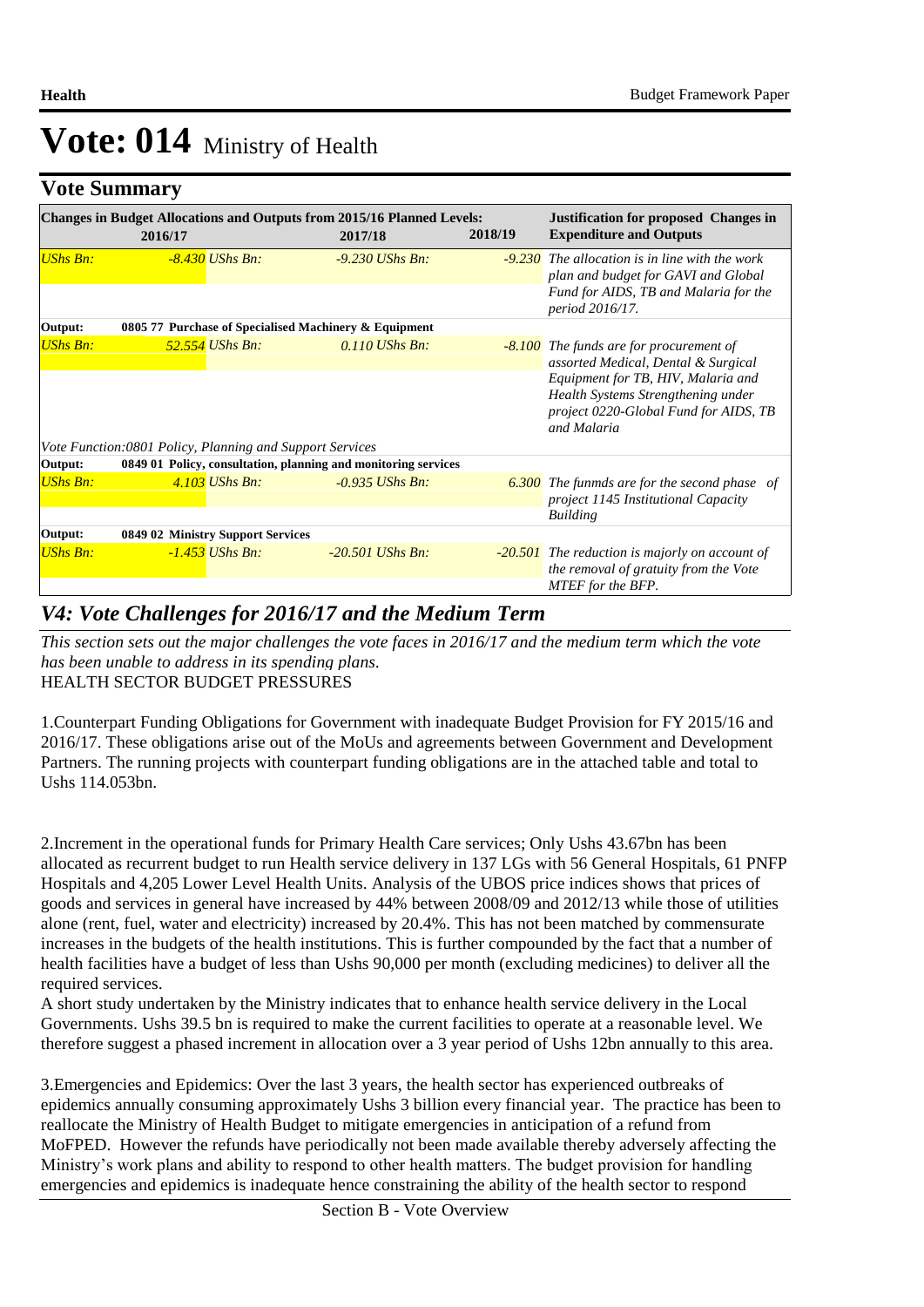# Vote: 014 Ministry of Health

## Vote Summary

| Changes in Budget Allocations and Outputs from 2015/16 Planned Levels: 2016/17 | | 2017/18 | | 2018/19 | Justification for proposed Changes in Expenditure and Outputs |
|---|---|---|---|---|---|
| *UShs Bn:* | *-8.430* | *UShs Bn:* | *-9.230* | *UShs Bn: -9.230* | *The allocation is in line with the work plan and budget for GAVI and Global Fund for AIDS, TB and Malaria for the period 2016/17.* |
| **Output:** | **0805 77 Purchase of Specialised Machinery & Equipment** | | | | |
| *UShs Bn:* | *52.554* | *UShs Bn:* | *0.110* | *UShs Bn: -8.100* | *The funds are for procurement of assorted Medical, Dental & Surgical Equipment for TB, HIV, Malaria and Health Systems Strengthening under project 0220-Global Fund for AIDS, TB and Malaria* |
| *Vote Function:0801 Policy, Planning and Support Services* | | | | | |
| **Output:** | **0849 01 Policy, consultation, planning and monitoring services** | | | | |
| *UShs Bn:* | *4.103* | *UShs Bn:* | *-0.935* | *UShs Bn: 6.300* | *The funmds are for the second phase of project 1145 Institutional Capacity Building* |
| **Output:** | **0849 02 Ministry Support Services** | | | | |
| *UShs Bn:* | *-1.453* | *UShs Bn:* | *-20.501* | *UShs Bn: -20.501* | *The reduction is majorly on account of the removal of gratuity from the Vote MTEF for the BFP.* |

## *V4: Vote Challenges for 2016/17 and the Medium Term*

*This section sets out the major challenges the vote faces in 2016/17 and the medium term which the vote has been unable to address in its spending plans.*

HEALTH SECTOR BUDGET PRESSURES

1.Counterpart Funding Obligations for Government with inadequate Budget Provision for FY 2015/16 and 2016/17. These obligations arise out of the MoUs and agreements between Government and Development Partners. The running projects with counterpart funding obligations are in the attached table and total to Ushs 114.053bn.

2.Increment in the operational funds for Primary Health Care services; Only Ushs 43.67bn has been allocated as recurrent budget to run Health service delivery in 137 LGs with 56 General Hospitals, 61 PNFP Hospitals and 4,205 Lower Level Health Units. Analysis of the UBOS price indices shows that prices of goods and services in general have increased by 44% between 2008/09 and 2012/13 while those of utilities alone (rent, fuel, water and electricity) increased by 20.4%. This has not been matched by commensurate increases in the budgets of the health institutions. This is further compounded by the fact that a number of health facilities have a budget of less than Ushs 90,000 per month (excluding medicines) to deliver all the required services.
A short study undertaken by the Ministry indicates that to enhance health service delivery in the Local Governments. Ushs 39.5 bn is required to make the current facilities to operate at a reasonable level. We therefore suggest a phased increment in allocation over a 3 year period of Ushs 12bn annually to this area.

3.Emergencies and Epidemics: Over the last 3 years, the health sector has experienced outbreaks of epidemics annually consuming approximately Ushs 3 billion every financial year. The practice has been to reallocate the Ministry of Health Budget to mitigate emergencies in anticipation of a refund from MoFPED. However the refunds have periodically not been made available thereby adversely affecting the Ministry's work plans and ability to respond to other health matters. The budget provision for handling emergencies and epidemics is inadequate hence constraining the ability of the health sector to respond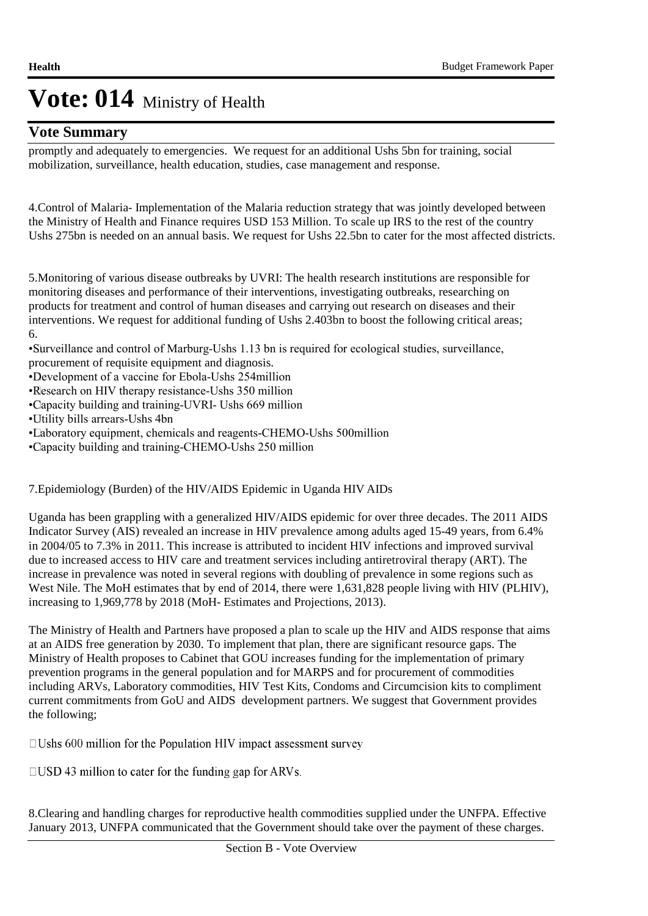# Vote: 014 Ministry of Health

## Vote Summary

promptly and adequately to emergencies. We request for an additional Ushs 5bn for training, social mobilization, surveillance, health education, studies, case management and response.

4.Control of Malaria- Implementation of the Malaria reduction strategy that was jointly developed between the Ministry of Health and Finance requires USD 153 Million. To scale up IRS to the rest of the country Ushs 275bn is needed on an annual basis. We request for Ushs 22.5bn to cater for the most affected districts.

5.Monitoring of various disease outbreaks by UVRI: The health research institutions are responsible for monitoring diseases and performance of their interventions, investigating outbreaks, researching on products for treatment and control of human diseases and carrying out research on diseases and their interventions. We request for additional funding of Ushs 2.403bn to boost the following critical areas;
6.
•Surveillance and control of Marburg-Ushs 1.13 bn is required for ecological studies, surveillance, procurement of requisite equipment and diagnosis.
•Development of a vaccine for Ebola-Ushs 254million
•Research on HIV therapy resistance-Ushs 350 million
•Capacity building and training-UVRI- Ushs 669 million
•Utility bills arrears-Ushs 4bn
•Laboratory equipment, chemicals and reagents-CHEMO-Ushs 500million
•Capacity building and training-CHEMO-Ushs 250 million

7.Epidemiology (Burden) of the HIV/AIDS Epidemic in Uganda HIV AIDs

Uganda has been grappling with a generalized HIV/AIDS epidemic for over three decades. The 2011 AIDS Indicator Survey (AIS) revealed an increase in HIV prevalence among adults aged 15-49 years, from 6.4% in 2004/05 to 7.3% in 2011. This increase is attributed to incident HIV infections and improved survival due to increased access to HIV care and treatment services including antiretroviral therapy (ART). The increase in prevalence was noted in several regions with doubling of prevalence in some regions such as West Nile. The MoH estimates that by end of 2014, there were 1,631,828 people living with HIV (PLHIV), increasing to 1,969,778 by 2018 (MoH- Estimates and Projections, 2013).

The Ministry of Health and Partners have proposed a plan to scale up the HIV and AIDS response that aims at an AIDS free generation by 2030. To implement that plan, there are significant resource gaps. The Ministry of Health proposes to Cabinet that GOU increases funding for the implementation of primary prevention programs in the general population and for MARPS and for procurement of commodities including ARVs, Laboratory commodities, HIV Test Kits, Condoms and Circumcision kits to compliment current commitments from GoU and AIDS development partners. We suggest that Government provides the following;

- Ushs 600 million for the Population HIV impact assessment survey

- USD 43 million to cater for the funding gap for ARVs.

8.Clearing and handling charges for reproductive health commodities supplied under the UNFPA. Effective January 2013, UNFPA communicated that the Government should take over the payment of these charges.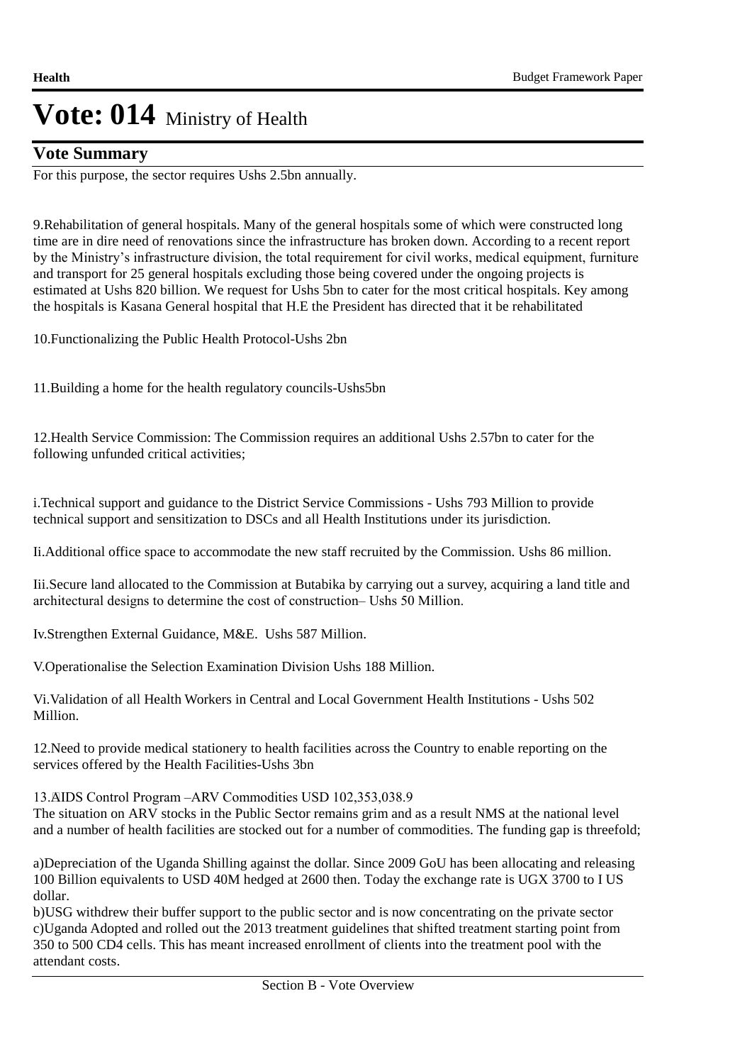# Vote: 014 Ministry of Health

## Vote Summary

For this purpose, the sector requires Ushs 2.5bn annually.

9.Rehabilitation of general hospitals. Many of the general hospitals some of which were constructed long time are in dire need of renovations since the infrastructure has broken down. According to a recent report by the Ministry's infrastructure division, the total requirement for civil works, medical equipment, furniture and transport for 25 general hospitals excluding those being covered under the ongoing projects is estimated at Ushs 820 billion. We request for Ushs 5bn to cater for the most critical hospitals. Key among the hospitals is Kasana General hospital that H.E the President has directed that it be rehabilitated

10.Functionalizing the Public Health Protocol-Ushs 2bn

11.Building a home for the health regulatory councils-Ushs5bn

12.Health Service Commission: The Commission requires an additional Ushs 2.57bn to cater for the following unfunded critical activities;

i.Technical support and guidance to the District Service Commissions - Ushs 793 Million to provide technical support and sensitization to DSCs and all Health Institutions under its jurisdiction.

Ii.Additional office space to accommodate the new staff recruited by the Commission. Ushs 86 million.

Iii.Secure land allocated to the Commission at Butabika by carrying out a survey, acquiring a land title and architectural designs to determine the cost of construction– Ushs 50 Million.

Iv.Strengthen External Guidance, M&E. Ushs 587 Million.

V.Operationalise the Selection Examination Division Ushs 188 Million.

Vi.Validation of all Health Workers in Central and Local Government Health Institutions - Ushs 502 Million.

12.Need to provide medical stationery to health facilities across the Country to enable reporting on the services offered by the Health Facilities-Ushs 3bn

13.AIDS Control Program –ARV Commodities USD 102,353,038.9
The situation on ARV stocks in the Public Sector remains grim and as a result NMS at the national level and a number of health facilities are stocked out for a number of commodities. The funding gap is threefold;

a)Depreciation of the Uganda Shilling against the dollar. Since 2009 GoU has been allocating and releasing 100 Billion equivalents to USD 40M hedged at 2600 then. Today the exchange rate is UGX 3700 to I US dollar.
b)USG withdrew their buffer support to the public sector and is now concentrating on the private sector
c)Uganda Adopted and rolled out the 2013 treatment guidelines that shifted treatment starting point from 350 to 500 CD4 cells. This has meant increased enrollment of clients into the treatment pool with the attendant costs.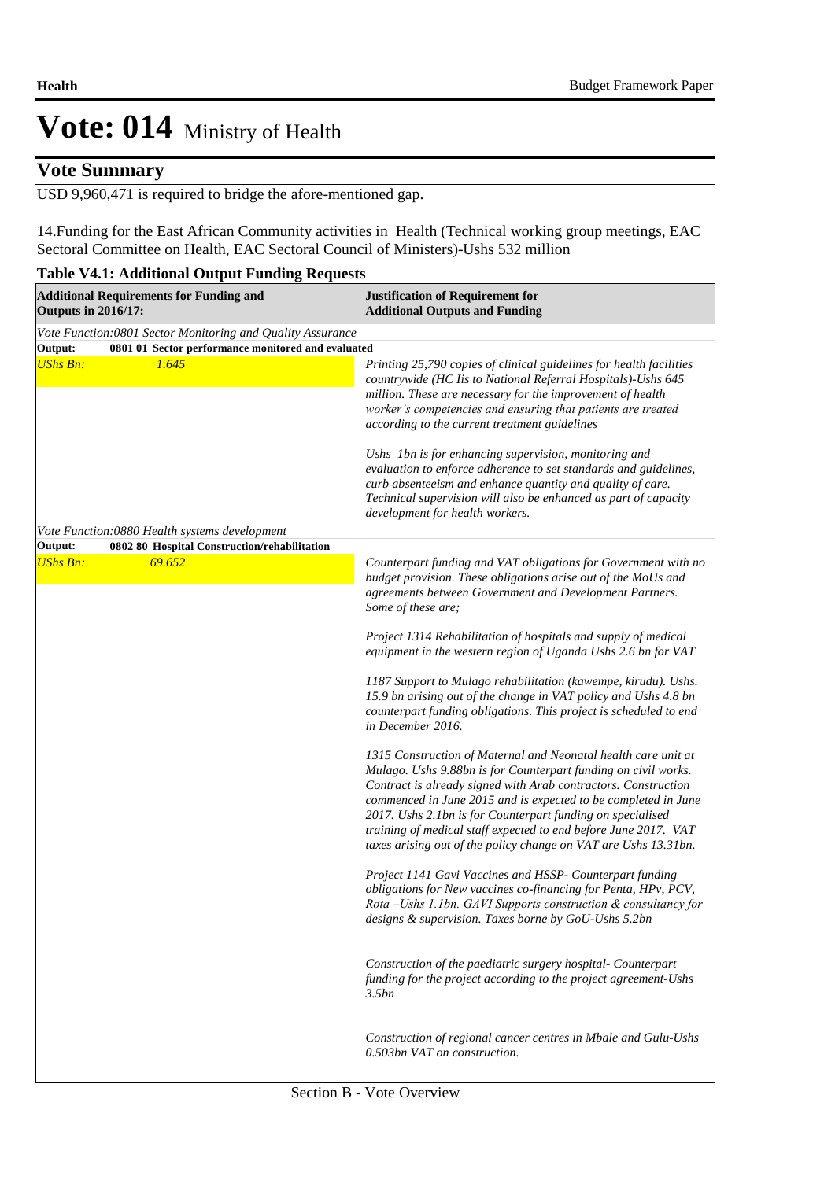# Vote: 014 Ministry of Health

## Vote Summary

USD 9,960,471 is required to bridge the afore-mentioned gap.

14.Funding for the East African Community activities in Health (Technical working group meetings, EAC Sectoral Committee on Health, EAC Sectoral Council of Ministers)-Ushs 532 million

**Table V4.1: Additional Output Funding Requests**

| Additional Requirements for Funding and Outputs in 2016/17: | Justification of Requirement for Additional Outputs and Funding |
|---|---|
| *Vote Function:0801 Sector Monitoring and Quality Assurance* | |
| **Output: 0801 01 Sector performance monitored and evaluated** | |
| *UShs Bn: 1.645* | *Printing 25,790 copies of clinical guidelines for health facilities countrywide (HC Iis to National Referral Hospitals)-Ushs 645 million. These are necessary for the improvement of health worker's competencies and ensuring that patients are treated according to the current treatment guidelines*<br><br>*Ushs 1bn is for enhancing supervision, monitoring and evaluation to enforce adherence to set standards and guidelines, curb absenteeism and enhance quantity and quality of care. Technical supervision will also be enhanced as part of capacity development for health workers.* |
| *Vote Function:0880 Health systems development* | |
| **Output: 0802 80 Hospital Construction/rehabilitation** | |
| *UShs Bn: 69.652* | *Counterpart funding and VAT obligations for Government with no budget provision. These obligations arise out of the MoUs and agreements between Government and Development Partners. Some of these are;*<br><br>*Project 1314 Rehabilitation of hospitals and supply of medical equipment in the western region of Uganda Ushs 2.6 bn for VAT*<br><br>*1187 Support to Mulago rehabilitation (kawempe, kirudu). Ushs. 15.9 bn arising out of the change in VAT policy and Ushs 4.8 bn counterpart funding obligations. This project is scheduled to end in December 2016.*<br><br>*1315 Construction of Maternal and Neonatal health care unit at Mulago. Ushs 9.88bn is for Counterpart funding on civil works. Contract is already signed with Arab contractors. Construction commenced in June 2015 and is expected to be completed in June 2017. Ushs 2.1bn is for Counterpart funding on specialised training of medical staff expected to end before June 2017. VAT taxes arising out of the policy change on VAT are Ushs 13.31bn.*<br><br>*Project 1141 Gavi Vaccines and HSSP- Counterpart funding obligations for New vaccines co-financing for Penta, HPv, PCV, Rota –Ushs 1.1bn. GAVI Supports construction & consultancy for designs & supervision. Taxes borne by GoU-Ushs 5.2bn*<br><br>*Construction of the paediatric surgery hospital- Counterpart funding for the project according to the project agreement-Ushs 3.5bn*<br><br>*Construction of regional cancer centres in Mbale and Gulu-Ushs 0.503bn VAT on construction.* |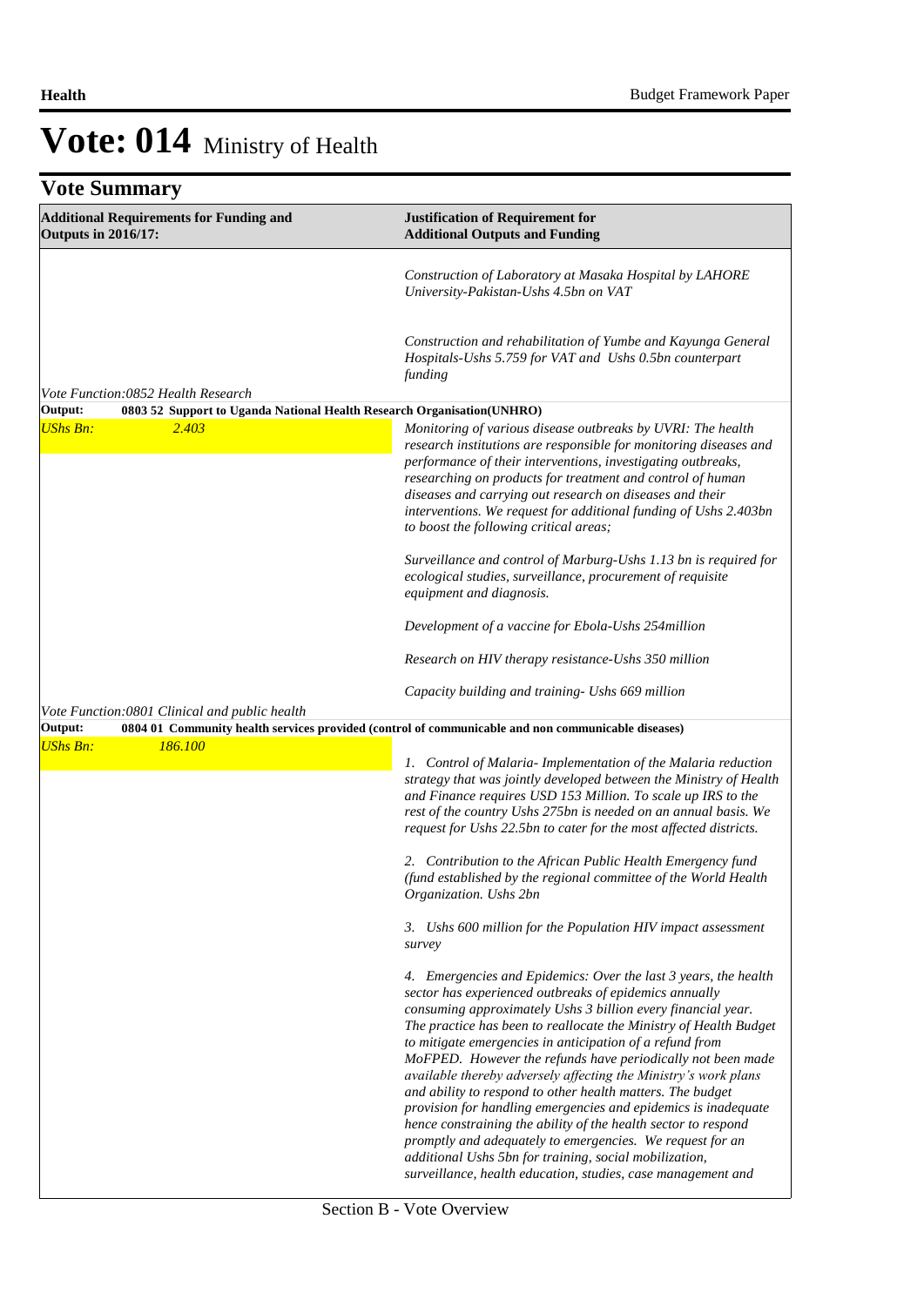# Vote: 014 Ministry of Health

## Vote Summary

| Additional Requirements for Funding and Outputs in 2016/17: | Justification of Requirement for Additional Outputs and Funding |
|---|---|
| | *Construction of Laboratory at Masaka Hospital by LAHORE University-Pakistan-Ushs 4.5bn on VAT*<br><br>*Construction and rehabilitation of Yumbe and Kayunga General Hospitals-Ushs 5.759 for VAT and Ushs 0.5bn counterpart funding* |
| *Vote Function:0852 Health Research* | |
| **Output: 0803 52 Support to Uganda National Health Research Organisation(UNHRO)** | |
| *UShs Bn: 2.403* | *Monitoring of various disease outbreaks by UVRI: The health research institutions are responsible for monitoring diseases and performance of their interventions, investigating outbreaks, researching on products for treatment and control of human diseases and carrying out research on diseases and their interventions. We request for additional funding of Ushs 2.403bn to boost the following critical areas;*<br><br>*Surveillance and control of Marburg-Ushs 1.13 bn is required for ecological studies, surveillance, procurement of requisite equipment and diagnosis.*<br><br>*Development of a vaccine for Ebola-Ushs 254million*<br><br>*Research on HIV therapy resistance-Ushs 350 million*<br><br>*Capacity building and training- Ushs 669 million* |
| *Vote Function:0801 Clinical and public health* | |
| **Output: 0804 01 Community health services provided (control of communicable and non communicable diseases)** | |
| *UShs Bn: 186.100* | *1. Control of Malaria- Implementation of the Malaria reduction strategy that was jointly developed between the Ministry of Health and Finance requires USD 153 Million. To scale up IRS to the rest of the country Ushs 275bn is needed on an annual basis. We request for Ushs 22.5bn to cater for the most affected districts.*<br><br>*2. Contribution to the African Public Health Emergency fund (fund established by the regional committee of the World Health Organization. Ushs 2bn*<br><br>*3. Ushs 600 million for the Population HIV impact assessment survey*<br><br>*4. Emergencies and Epidemics: Over the last 3 years, the health sector has experienced outbreaks of epidemics annually consuming approximately Ushs 3 billion every financial year. The practice has been to reallocate the Ministry of Health Budget to mitigate emergencies in anticipation of a refund from MoFPED. However the refunds have periodically not been made available thereby adversely affecting the Ministry's work plans and ability to respond to other health matters. The budget provision for handling emergencies and epidemics is inadequate hence constraining the ability of the health sector to respond promptly and adequately to emergencies. We request for an additional Ushs 5bn for training, social mobilization, surveillance, health education, studies, case management and* |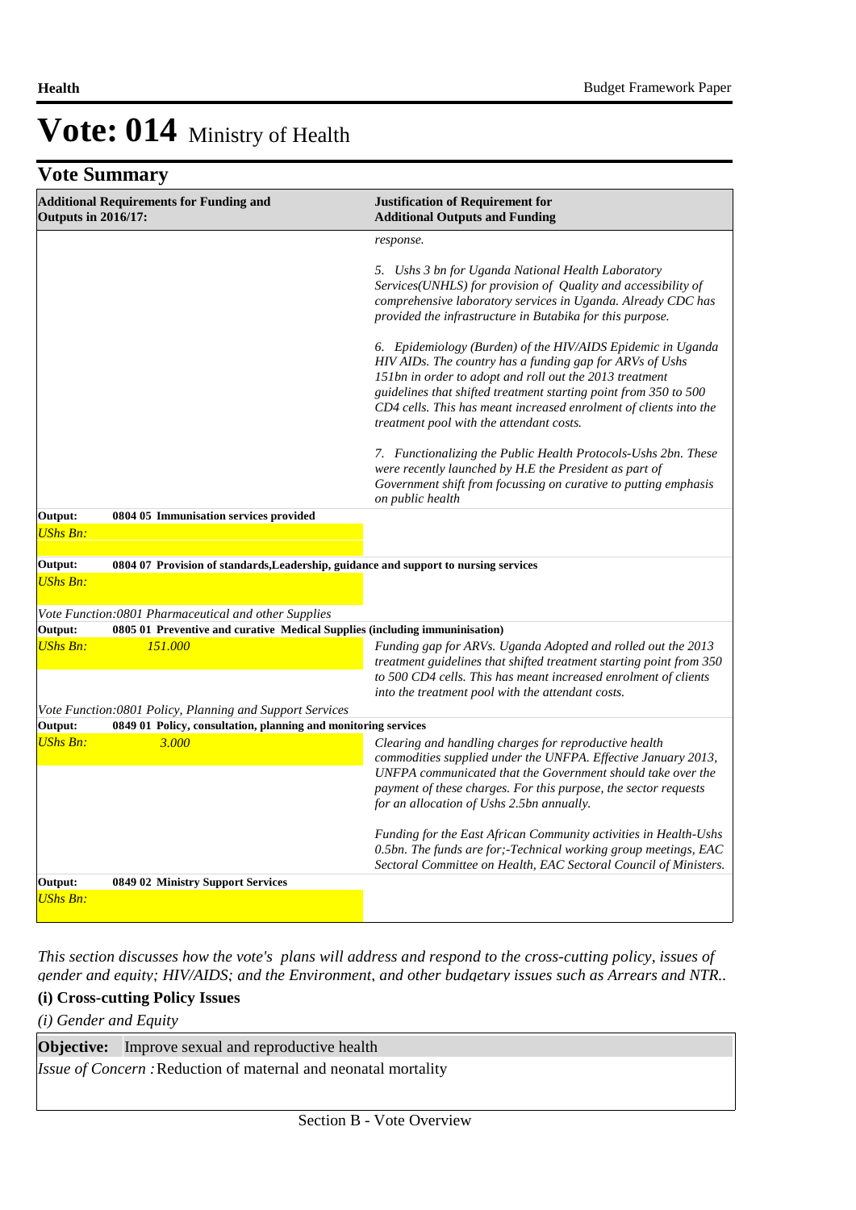# Vote: 014 Ministry of Health

## Vote Summary

| Additional Requirements for Funding and Outputs in 2016/17: | | Justification of Requirement for Additional Outputs and Funding |
|---|---|---|
| | | *response.*<br><br>*5. Ushs 3 bn for Uganda National Health Laboratory Services(UNHLS) for provision of Quality and accessibility of comprehensive laboratory services in Uganda. Already CDC has provided the infrastructure in Butabika for this purpose.*<br><br>*6. Epidemiology (Burden) of the HIV/AIDS Epidemic in Uganda HIV AIDs. The country has a funding gap for ARVs of Ushs 151bn in order to adopt and roll out the 2013 treatment guidelines that shifted treatment starting point from 350 to 500 CD4 cells. This has meant increased enrolment of clients into the treatment pool with the attendant costs.*<br><br>*7. Functionalizing the Public Health Protocols-Ushs 2bn. These were recently launched by H.E the President as part of Government shift from focussing on curative to putting emphasis on public health* |
| **Output:** | **0804 05 Immunisation services provided** | |
| *UShs Bn:* | | |
| **Output:** | **0804 07 Provision of standards,Leadership, guidance and support to nursing services** | |
| *UShs Bn:* | | |
| *Vote Function:0801 Pharmaceutical and other Supplies* | | |
| **Output:** | **0805 01 Preventive and curative Medical Supplies (including immuninisation)** | |
| *UShs Bn:* | *151.000* | *Funding gap for ARVs. Uganda Adopted and rolled out the 2013 treatment guidelines that shifted treatment starting point from 350 to 500 CD4 cells. This has meant increased enrolment of clients into the treatment pool with the attendant costs.* |
| *Vote Function:0801 Policy, Planning and Support Services* | | |
| **Output:** | **0849 01 Policy, consultation, planning and monitoring services** | |
| *UShs Bn:* | *3.000* | *Clearing and handling charges for reproductive health commodities supplied under the UNFPA. Effective January 2013, UNFPA communicated that the Government should take over the payment of these charges. For this purpose, the sector requests for an allocation of Ushs 2.5bn annually.*<br><br>*Funding for the East African Community activities in Health-Ushs 0.5bn. The funds are for;-Technical working group meetings, EAC Sectoral Committee on Health, EAC Sectoral Council of Ministers.* |
| **Output:** | **0849 02 Ministry Support Services** | |
| *UShs Bn:* | | |

*This section discusses how the vote's plans will address and respond to the cross-cutting policy, issues of gender and equity; HIV/AIDS; and the Environment, and other budgetary issues such as Arrears and NTR..*

### (i) Cross-cutting Policy Issues

*(i) Gender and Equity*

**Objective:** Improve sexual and reproductive health

*Issue of Concern :* Reduction of maternal and neonatal mortality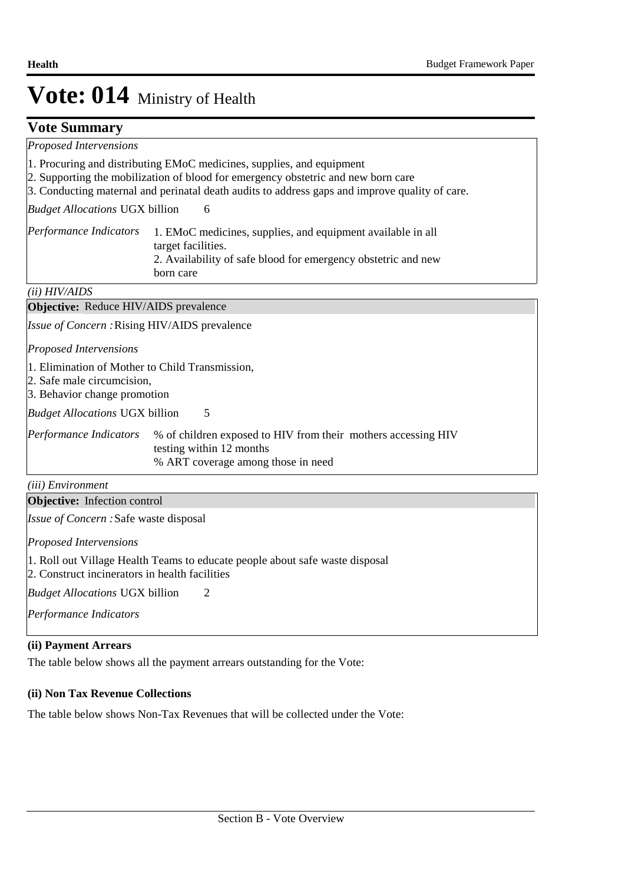# Vote: 014 Ministry of Health

## Vote Summary

*Proposed Interventions*

1. Procuring and distributing EMoC medicines, supplies, and equipment
2. Supporting the mobilization of blood for emergency obstetric and new born care
3. Conducting maternal and perinatal death audits to address gaps and improve quality of care.

*Budget Allocations* UGX billion 6

*Performance Indicators* 1. EMoC medicines, supplies, and equipment available in all target facilities.
2. Availability of safe blood for emergency obstetric and new born care

*(ii) HIV/AIDS*

**Objective:** Reduce HIV/AIDS prevalence

*Issue of Concern :* Rising HIV/AIDS prevalence

*Proposed Interventions*

1. Elimination of Mother to Child Transmission,
2. Safe male circumcision,
3. Behavior change promotion

*Budget Allocations* UGX billion 5

*Performance Indicators* % of children exposed to HIV from their mothers accessing HIV testing within 12 months
% ART coverage among those in need

*(iii) Environment*

**Objective:** Infection control

*Issue of Concern :* Safe waste disposal

*Proposed Interventions*

1. Roll out Village Health Teams to educate people about safe waste disposal
2. Construct incinerators in health facilities

*Budget Allocations* UGX billion 2

*Performance Indicators*

**(ii) Payment Arrears**

The table below shows all the payment arrears outstanding for the Vote:

**(ii) Non Tax Revenue Collections**

The table below shows Non-Tax Revenues that will be collected under the Vote: